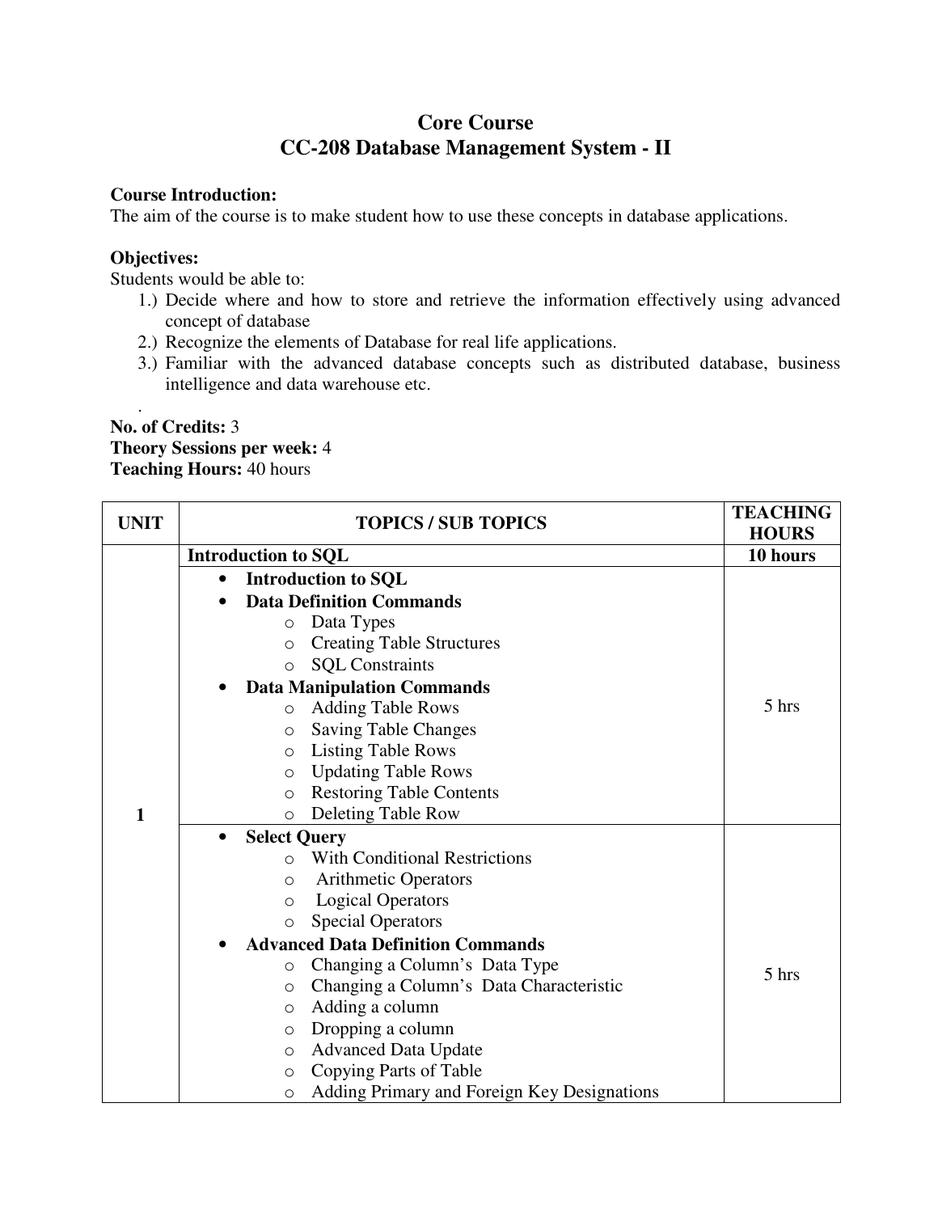# Core Course
# CC-208 Database Management System - II

**Course Introduction:**
The aim of the course is to make student how to use these concepts in database applications.

**Objectives:**
Students would be able to:

1.) Decide where and how to store and retrieve the information effectively using advanced concept of database
2.) Recognize the elements of Database for real life applications.
3.) Familiar with the advanced database concepts such as distributed database, business intelligence and data warehouse etc.

.

**No. of Credits:** 3
**Theory Sessions per week:** 4
**Teaching Hours:** 40 hours

| UNIT | TOPICS / SUB TOPICS | TEACHING HOURS |
|---|---|---|
| | **Introduction to SQL** | **10 hours** |
| 1 | • **Introduction to SQL**<br>• **Data Definition Commands**<br>  o Data Types<br>  o Creating Table Structures<br>  o SQL Constraints<br>• **Data Manipulation Commands**<br>  o Adding Table Rows<br>  o Saving Table Changes<br>  o Listing Table Rows<br>  o Updating Table Rows<br>  o Restoring Table Contents<br>  o Deleting Table Row | 5 hrs |
| | • **Select Query**<br>  o With Conditional Restrictions<br>  o Arithmetic Operators<br>  o Logical Operators<br>  o Special Operators<br>• **Advanced Data Definition Commands**<br>  o Changing a Column's Data Type<br>  o Changing a Column's Data Characteristic<br>  o Adding a column<br>  o Dropping a column<br>  o Advanced Data Update<br>  o Copying Parts of Table<br>  o Adding Primary and Foreign Key Designations | 5 hrs |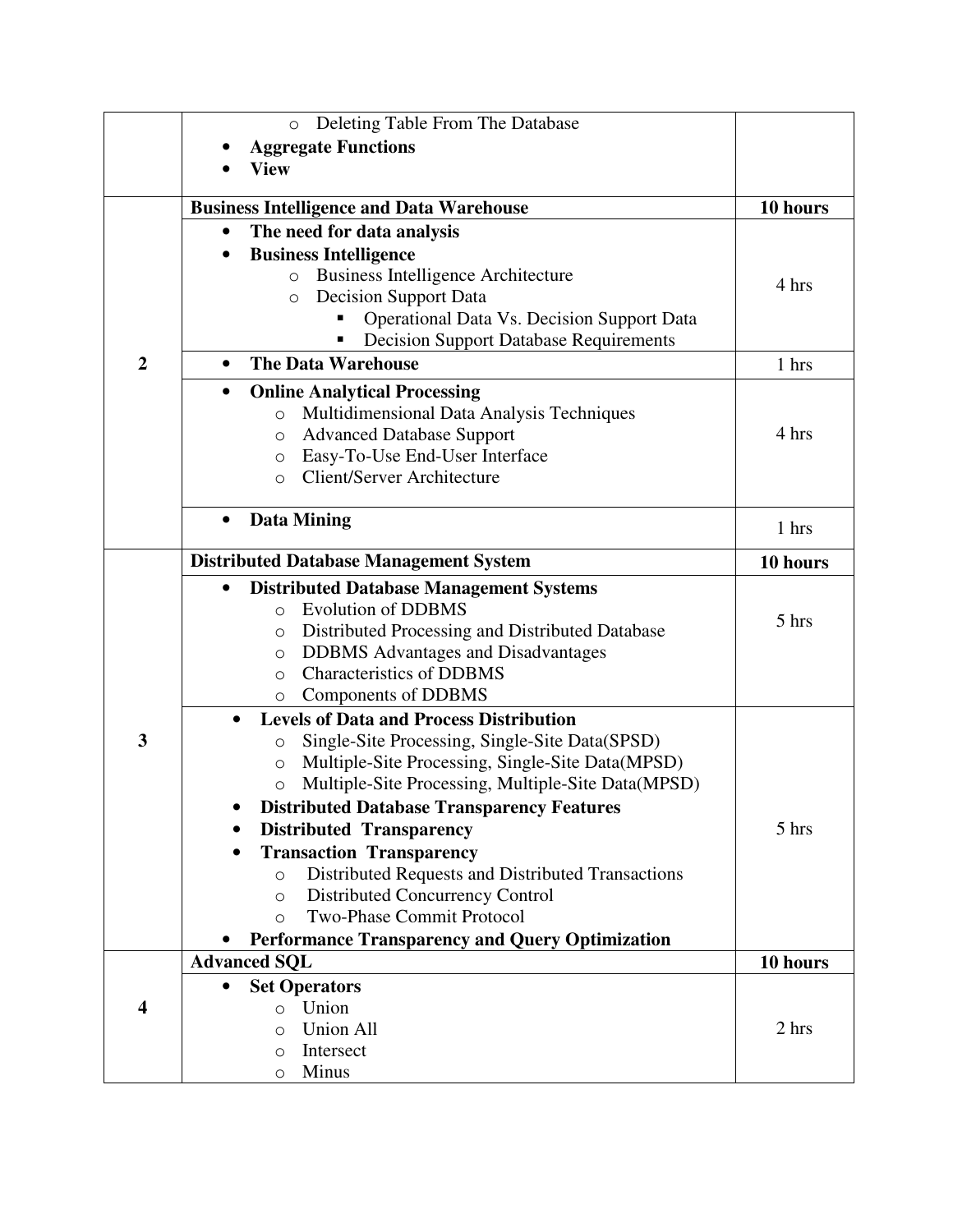| | | |
|---|---|---|
| | o Deleting Table From The Database<br>• **Aggregate Functions**<br>• **View** | |
| **2** | **Business Intelligence and Data Warehouse** | **10 hours** |
| | • **The need for data analysis**<br>• **Business Intelligence**<br>  o Business Intelligence Architecture<br>  o Decision Support Data<br>    ▪ Operational Data Vs. Decision Support Data<br>    ▪ Decision Support Database Requirements | 4 hrs |
| | • **The Data Warehouse** | 1 hrs |
| | • **Online Analytical Processing**<br>  o Multidimensional Data Analysis Techniques<br>  o Advanced Database Support<br>  o Easy-To-Use End-User Interface<br>  o Client/Server Architecture | 4 hrs |
| | • **Data Mining** | 1 hrs |
| **3** | **Distributed Database Management System** | **10 hours** |
| | • **Distributed Database Management Systems**<br>  o Evolution of DDBMS<br>  o Distributed Processing and Distributed Database<br>  o DDBMS Advantages and Disadvantages<br>  o Characteristics of DDBMS<br>  o Components of DDBMS | 5 hrs |
| | • **Levels of Data and Process Distribution**<br>  o Single-Site Processing, Single-Site Data(SPSD)<br>  o Multiple-Site Processing, Single-Site Data(MPSD)<br>  o Multiple-Site Processing, Multiple-Site Data(MPSD)<br>• **Distributed Database Transparency Features**<br>• **Distributed Transparency**<br>• **Transaction Transparency**<br>  o Distributed Requests and Distributed Transactions<br>  o Distributed Concurrency Control<br>  o Two-Phase Commit Protocol<br>• **Performance Transparency and Query Optimization** | 5 hrs |
| **4** | **Advanced SQL** | **10 hours** |
| | • **Set Operators**<br>  o Union<br>  o Union All<br>  o Intersect<br>  o Minus | 2 hrs |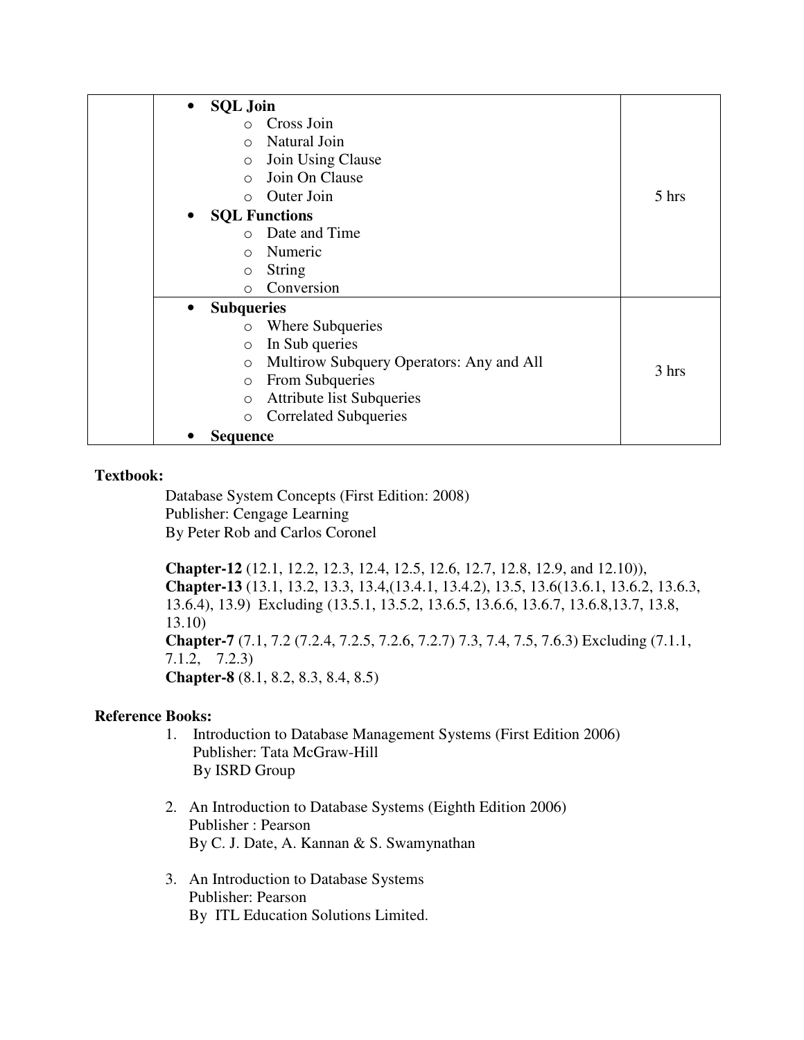| | Content | Hours |
|---|---|---|
| | • **SQL Join**<br>○ Cross Join<br>○ Natural Join<br>○ Join Using Clause<br>○ Join On Clause<br>○ Outer Join<br>• **SQL Functions**<br>○ Date and Time<br>○ Numeric<br>○ String<br>○ Conversion | 5 hrs |
| | • **Subqueries**<br>○ Where Subqueries<br>○ In Sub queries<br>○ Multirow Subquery Operators: Any and All<br>○ From Subqueries<br>○ Attribute list Subqueries<br>○ Correlated Subqueries<br>• **Sequence** | 3 hrs |

**Textbook:**

Database System Concepts (First Edition: 2008)
Publisher: Cengage Learning
By Peter Rob and Carlos Coronel

**Chapter-12** (12.1, 12.2, 12.3, 12.4, 12.5, 12.6, 12.7, 12.8, 12.9, and 12.10)),
**Chapter-13** (13.1, 13.2, 13.3, 13.4,(13.4.1, 13.4.2), 13.5, 13.6(13.6.1, 13.6.2, 13.6.3, 13.6.4), 13.9) Excluding (13.5.1, 13.5.2, 13.6.5, 13.6.6, 13.6.7, 13.6.8,13.7, 13.8, 13.10)
**Chapter-7** (7.1, 7.2 (7.2.4, 7.2.5, 7.2.6, 7.2.7) 7.3, 7.4, 7.5, 7.6.3) Excluding (7.1.1, 7.1.2, 7.2.3)
**Chapter-8** (8.1, 8.2, 8.3, 8.4, 8.5)

**Reference Books:**

1. Introduction to Database Management Systems (First Edition 2006)
   Publisher: Tata McGraw-Hill
   By ISRD Group

2. An Introduction to Database Systems (Eighth Edition 2006)
   Publisher : Pearson
   By C. J. Date, A. Kannan & S. Swamynathan

3. An Introduction to Database Systems
   Publisher: Pearson
   By ITL Education Solutions Limited.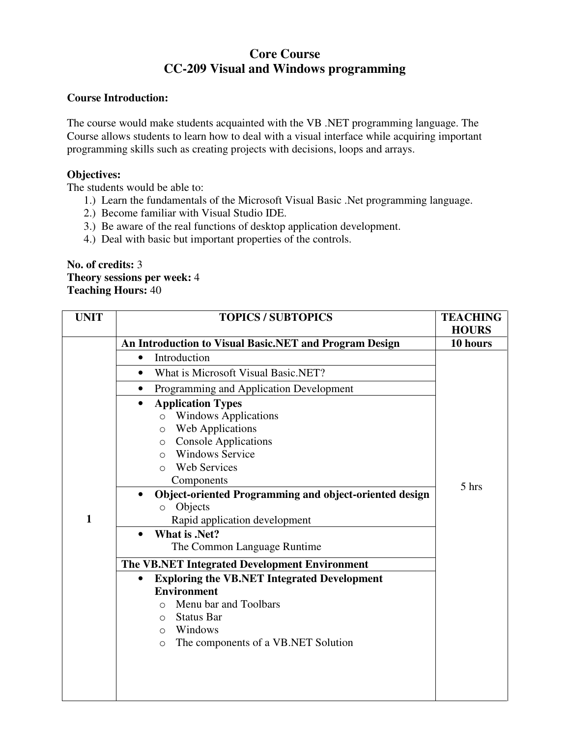# Core Course
## CC-209 Visual and Windows programming

**Course Introduction:**

The course would make students acquainted with the VB .NET programming language. The Course allows students to learn how to deal with a visual interface while acquiring important programming skills such as creating projects with decisions, loops and arrays.

**Objectives:**
The students would be able to:

1.) Learn the fundamentals of the Microsoft Visual Basic .Net programming language.
2.) Become familiar with Visual Studio IDE.
3.) Be aware of the real functions of desktop application development.
4.) Deal with basic but important properties of the controls.

**No. of credits:** 3
**Theory sessions per week:** 4
**Teaching Hours:** 40

| UNIT | TOPICS / SUBTOPICS | TEACHING HOURS |
|---|---|---|
| 1 | **An Introduction to Visual Basic.NET and Program Design** | **10 hours** |
| | • Introduction | 5 hrs |
| | • What is Microsoft Visual Basic.NET? | |
| | • Programming and Application Development | |
| | • **Application Types**<br>o Windows Applications<br>o Web Applications<br>o Console Applications<br>o Windows Service<br>o Web Services<br>Components | |
| | • **Object-oriented Programming and object-oriented design**<br>o Objects<br>Rapid application development | |
| | • **What is .Net?**<br>The Common Language Runtime | |
| | **The VB.NET Integrated Development Environment** | |
| | • **Exploring the VB.NET Integrated Development Environment**<br>o Menu bar and Toolbars<br>o Status Bar<br>o Windows<br>o The components of a VB.NET Solution | |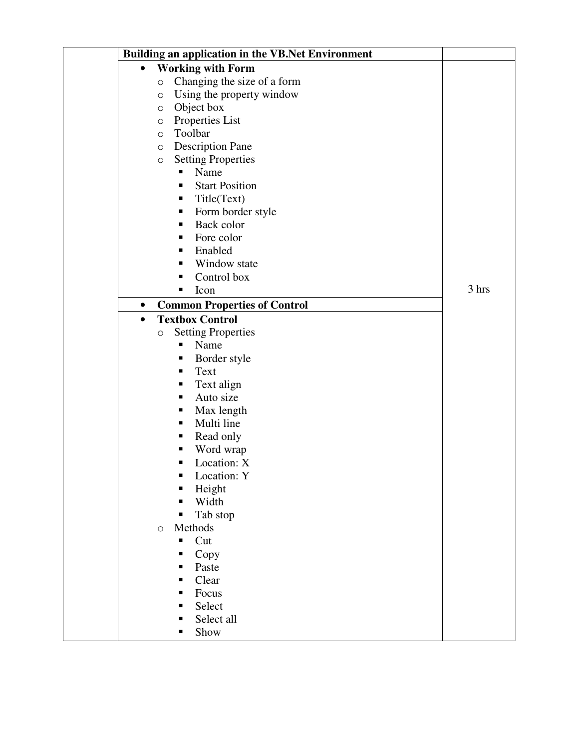| | Building an application in the VB.Net Environment | |
|---|---|---|
| | • **Working with Form**<br>○ Changing the size of a form<br>○ Using the property window<br>○ Object box<br>○ Properties List<br>○ Toolbar<br>○ Description Pane<br>○ Setting Properties<br>▪ Name<br>▪ Start Position<br>▪ Title(Text)<br>▪ Form border style<br>▪ Back color<br>▪ Fore color<br>▪ Enabled<br>▪ Window state<br>▪ Control box<br>▪ Icon | 3 hrs |
| | • **Common Properties of Control** | |
| | • **Textbox Control**<br>○ Setting Properties<br>▪ Name<br>▪ Border style<br>▪ Text<br>▪ Text align<br>▪ Auto size<br>▪ Max length<br>▪ Multi line<br>▪ Read only<br>▪ Word wrap<br>▪ Location: X<br>▪ Location: Y<br>▪ Height<br>▪ Width<br>▪ Tab stop<br>○ Methods<br>▪ Cut<br>▪ Copy<br>▪ Paste<br>▪ Clear<br>▪ Focus<br>▪ Select<br>▪ Select all<br>▪ Show | |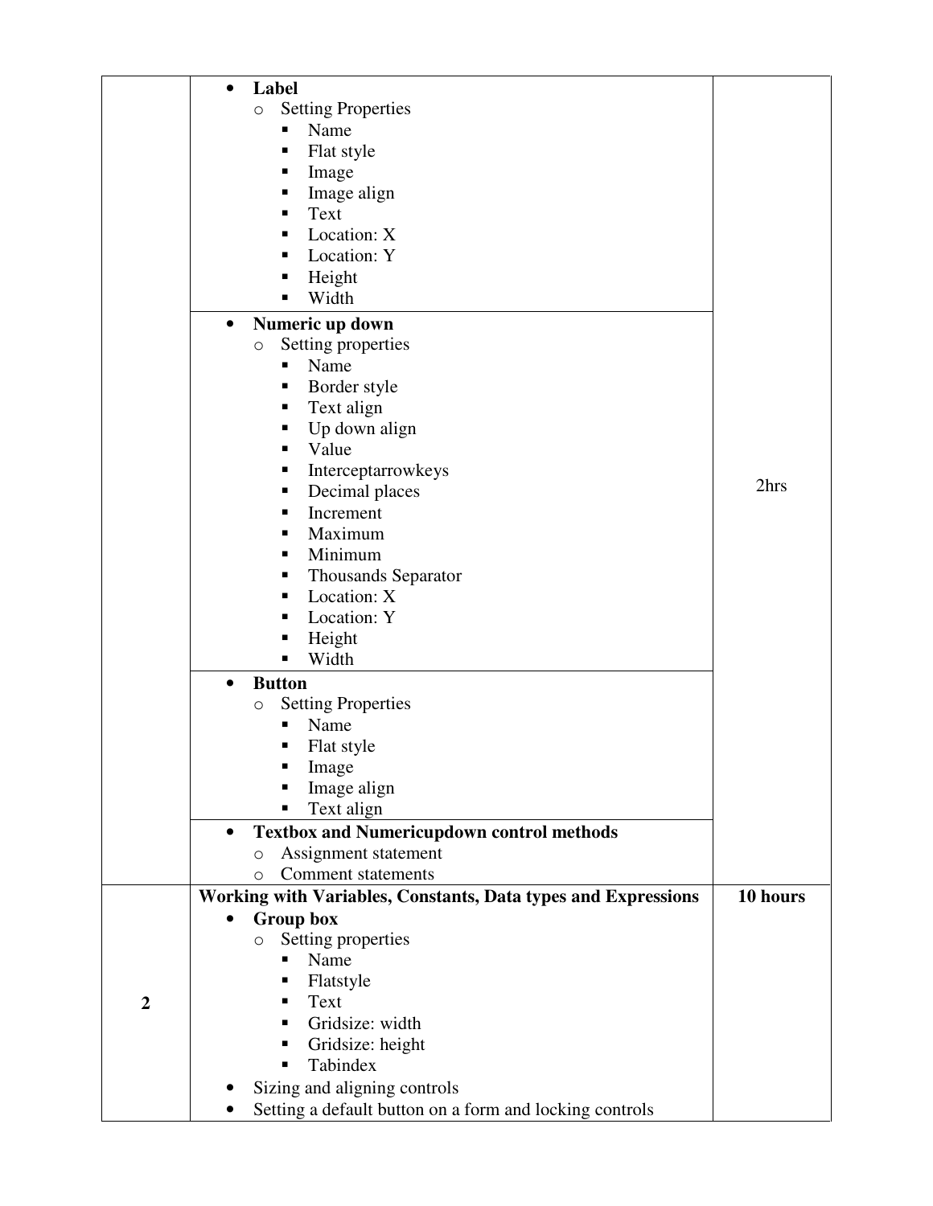| | | |
|---|---|---|
| | • **Label**<br>  ○ Setting Properties<br>    ▪ Name<br>    ▪ Flat style<br>    ▪ Image<br>    ▪ Image align<br>    ▪ Text<br>    ▪ Location: X<br>    ▪ Location: Y<br>    ▪ Height<br>    ▪ Width | 2hrs |
| | • **Numeric up down**<br>  ○ Setting properties<br>    ▪ Name<br>    ▪ Border style<br>    ▪ Text align<br>    ▪ Up down align<br>    ▪ Value<br>    ▪ Interceptarrowkeys<br>    ▪ Decimal places<br>    ▪ Increment<br>    ▪ Maximum<br>    ▪ Minimum<br>    ▪ Thousands Separator<br>    ▪ Location: X<br>    ▪ Location: Y<br>    ▪ Height<br>    ▪ Width | |
| | • **Button**<br>  ○ Setting Properties<br>    ▪ Name<br>    ▪ Flat style<br>    ▪ Image<br>    ▪ Image align<br>    ▪ Text align | |
| | • **Textbox and Numericupdown control methods**<br>  ○ Assignment statement<br>  ○ Comment statements | |
| **2** | **Working with Variables, Constants, Data types and Expressions**<br>• **Group box**<br>  ○ Setting properties<br>    ▪ Name<br>    ▪ Flatstyle<br>    ▪ Text<br>    ▪ Gridsize: width<br>    ▪ Gridsize: height<br>    ▪ Tabindex<br>• Sizing and aligning controls<br>• Setting a default button on a form and locking controls | **10 hours** |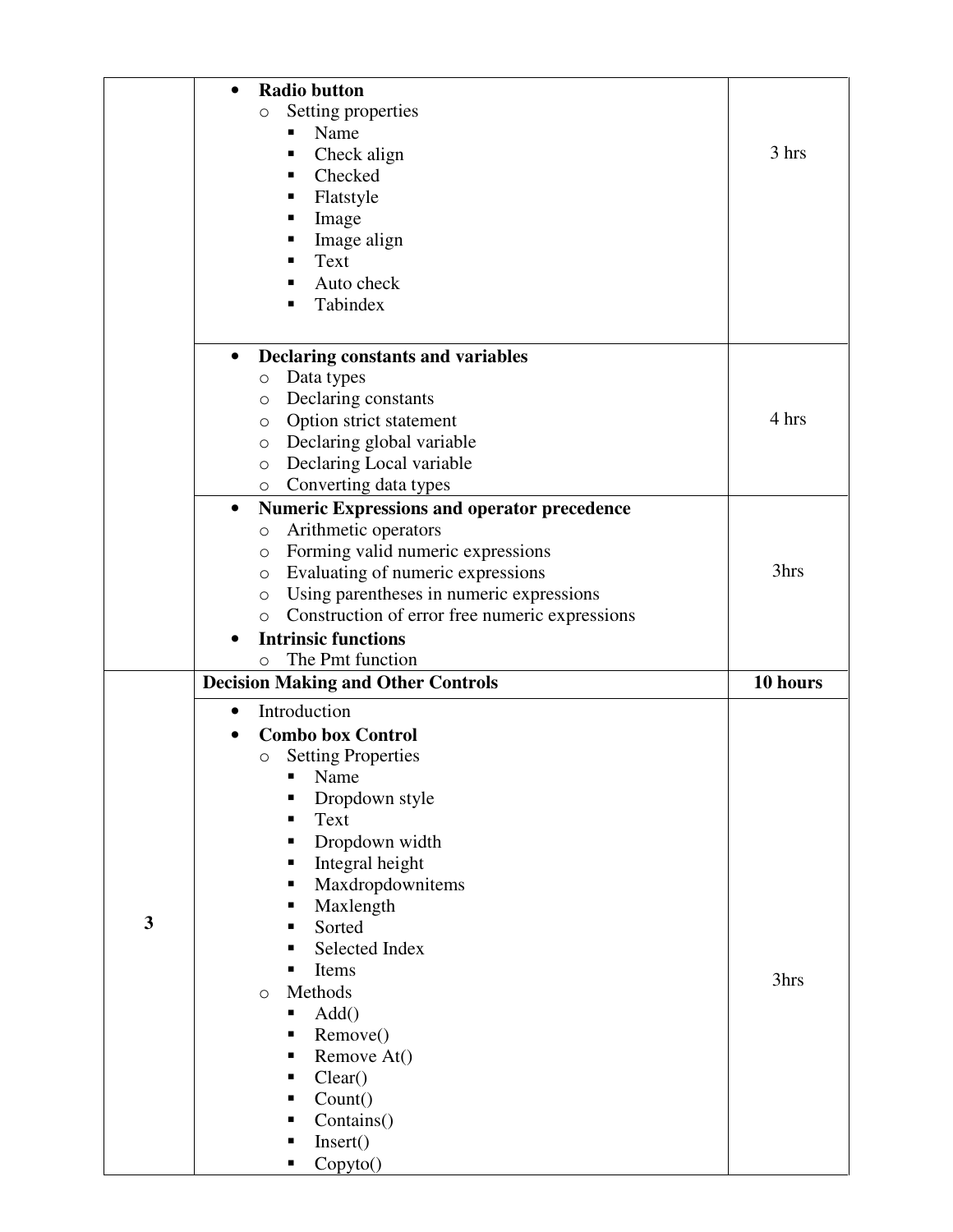| | | |
|---|---|---|
| | • **Radio button**<br>  ○ Setting properties<br>    ▪ Name<br>    ▪ Check align<br>    ▪ Checked<br>    ▪ Flatstyle<br>    ▪ Image<br>    ▪ Image align<br>    ▪ Text<br>    ▪ Auto check<br>    ▪ Tabindex | 3 hrs |
| | • **Declaring constants and variables**<br>  ○ Data types<br>  ○ Declaring constants<br>  ○ Option strict statement<br>  ○ Declaring global variable<br>  ○ Declaring Local variable<br>  ○ Converting data types | 4 hrs |
| | • **Numeric Expressions and operator precedence**<br>  ○ Arithmetic operators<br>  ○ Forming valid numeric expressions<br>  ○ Evaluating of numeric expressions<br>  ○ Using parentheses in numeric expressions<br>  ○ Construction of error free numeric expressions<br>• **Intrinsic functions**<br>  ○ The Pmt function | 3hrs |
| 3 | **Decision Making and Other Controls** | **10 hours** |
| | • Introduction<br>• **Combo box Control**<br>  ○ Setting Properties<br>    ▪ Name<br>    ▪ Dropdown style<br>    ▪ Text<br>    ▪ Dropdown width<br>    ▪ Integral height<br>    ▪ Maxdropdownitems<br>    ▪ Maxlength<br>    ▪ Sorted<br>    ▪ Selected Index<br>    ▪ Items<br>  ○ Methods<br>    ▪ Add()<br>    ▪ Remove()<br>    ▪ Remove At()<br>    ▪ Clear()<br>    ▪ Count()<br>    ▪ Contains()<br>    ▪ Insert()<br>    ▪ Copyto() | 3hrs |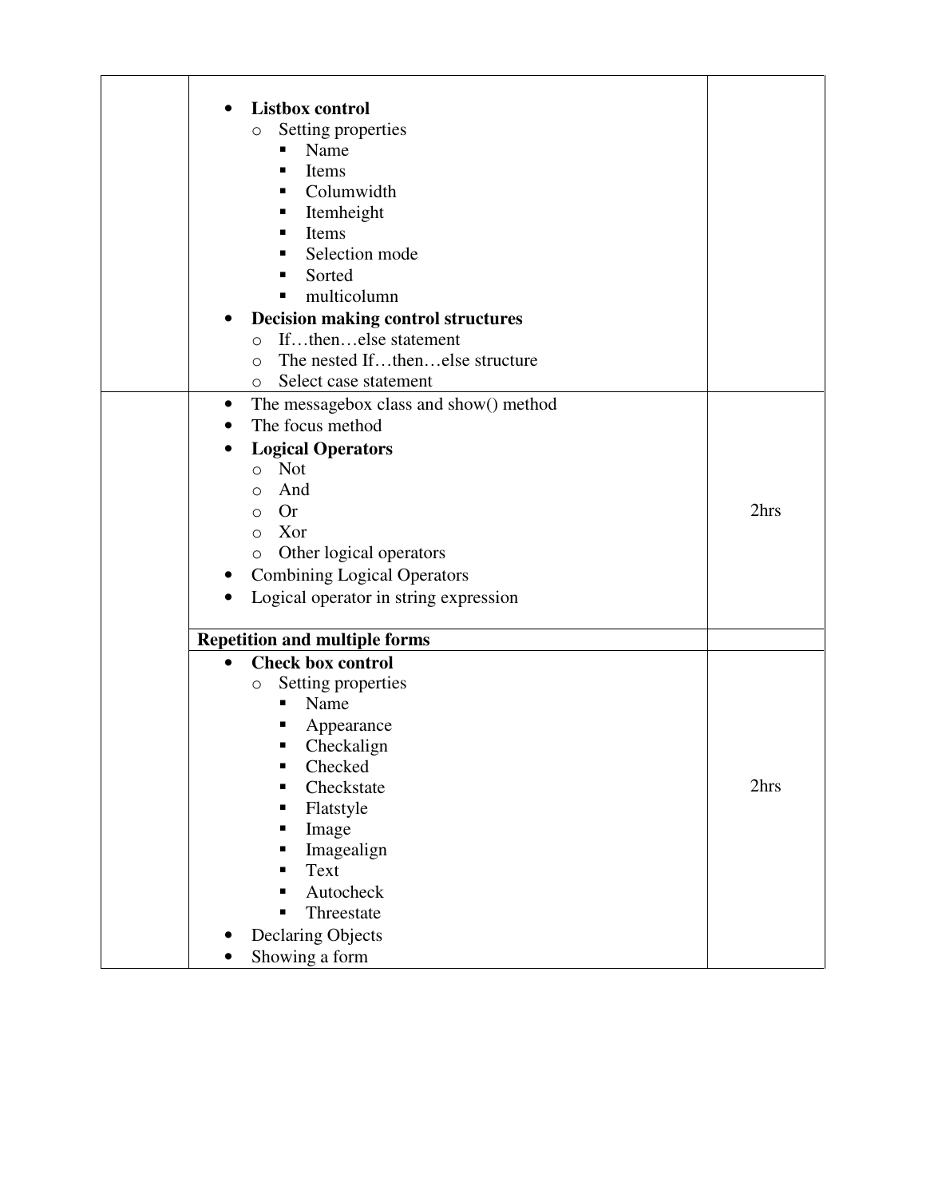| | | |
|---|---|---|
| | • **Listbox control**<br>  ○ Setting properties<br>    ▪ Name<br>    ▪ Items<br>    ▪ Columwidth<br>    ▪ Itemheight<br>    ▪ Items<br>    ▪ Selection mode<br>    ▪ Sorted<br>    ▪ multicolumn<br>• **Decision making control structures**<br>  ○ If…then…else statement<br>  ○ The nested If…then…else structure<br>  ○ Select case statement | |
| | • The messagebox class and show() method<br>• The focus method<br>• **Logical Operators**<br>  ○ Not<br>  ○ And<br>  ○ Or<br>  ○ Xor<br>  ○ Other logical operators<br>• Combining Logical Operators<br>• Logical operator in string expression | 2hrs |
| | **Repetition and multiple forms** | |
| | • **Check box control**<br>  ○ Setting properties<br>    ▪ Name<br>    ▪ Appearance<br>    ▪ Checkalign<br>    ▪ Checked<br>    ▪ Checkstate<br>    ▪ Flatstyle<br>    ▪ Image<br>    ▪ Imagealign<br>    ▪ Text<br>    ▪ Autocheck<br>    ▪ Threestate<br>• Declaring Objects<br>• Showing a form | 2hrs |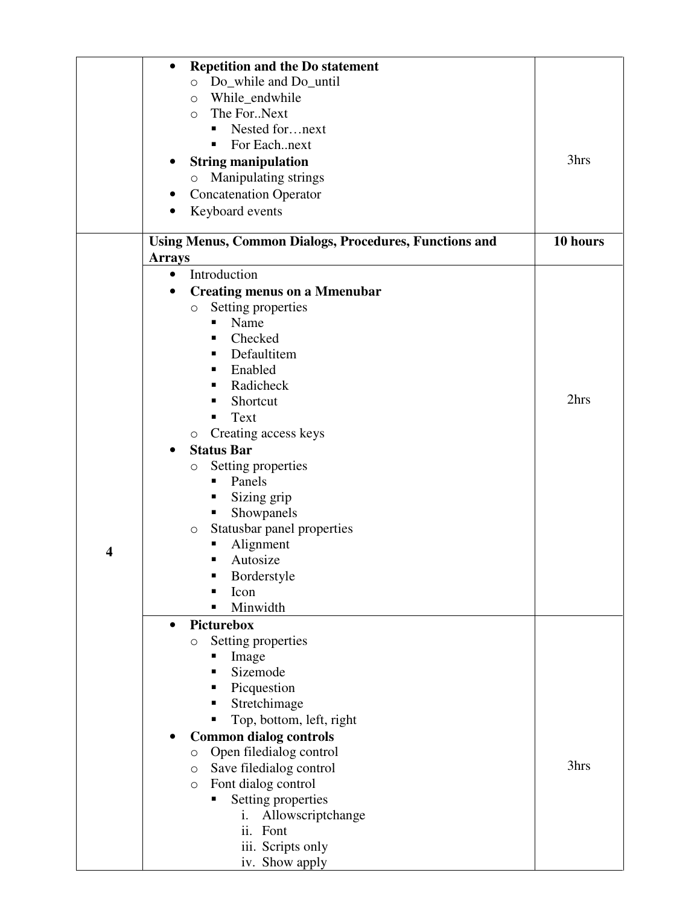| | | |
|---|---|---|
| | <ul><li>**Repetition and the Do statement**<ul><li>Do_while and Do_until</li><li>While_endwhile</li><li>The For..Next<ul><li>Nested for…next</li><li>For Each..next</li></ul></li></ul></li><li>**String manipulation**<ul><li>Manipulating strings</li></ul></li><li>Concatenation Operator</li><li>Keyboard events</li></ul> | 3hrs |
| **4** | **Using Menus, Common Dialogs, Procedures, Functions and Arrays** | **10 hours** |
| | <ul><li>Introduction</li><li>**Creating menus on a Mmenubar**<ul><li>Setting properties<ul><li>Name</li><li>Checked</li><li>Defaultitem</li><li>Enabled</li><li>Radicheck</li><li>Shortcut</li><li>Text</li></ul></li><li>Creating access keys</li></ul></li><li>**Status Bar**<ul><li>Setting properties<ul><li>Panels</li><li>Sizing grip</li><li>Showpanels</li></ul></li><li>Statusbar panel properties<ul><li>Alignment</li><li>Autosize</li><li>Borderstyle</li><li>Icon</li><li>Minwidth</li></ul></li></ul></li></ul> | 2hrs |
| | <ul><li>**Picturebox**<ul><li>Setting properties<ul><li>Image</li><li>Sizemode</li><li>Picquestion</li><li>Stretchimage</li><li>Top, bottom, left, right</li></ul></li></ul></li><li>**Common dialog controls**<ul><li>Open filedialog control</li><li>Save filedialog control</li><li>Font dialog control<ul><li>Setting properties<br>i. Allowscriptchange<br>ii. Font<br>iii. Scripts only<br>iv. Show apply</li></ul></li></ul></li></ul> | 3hrs |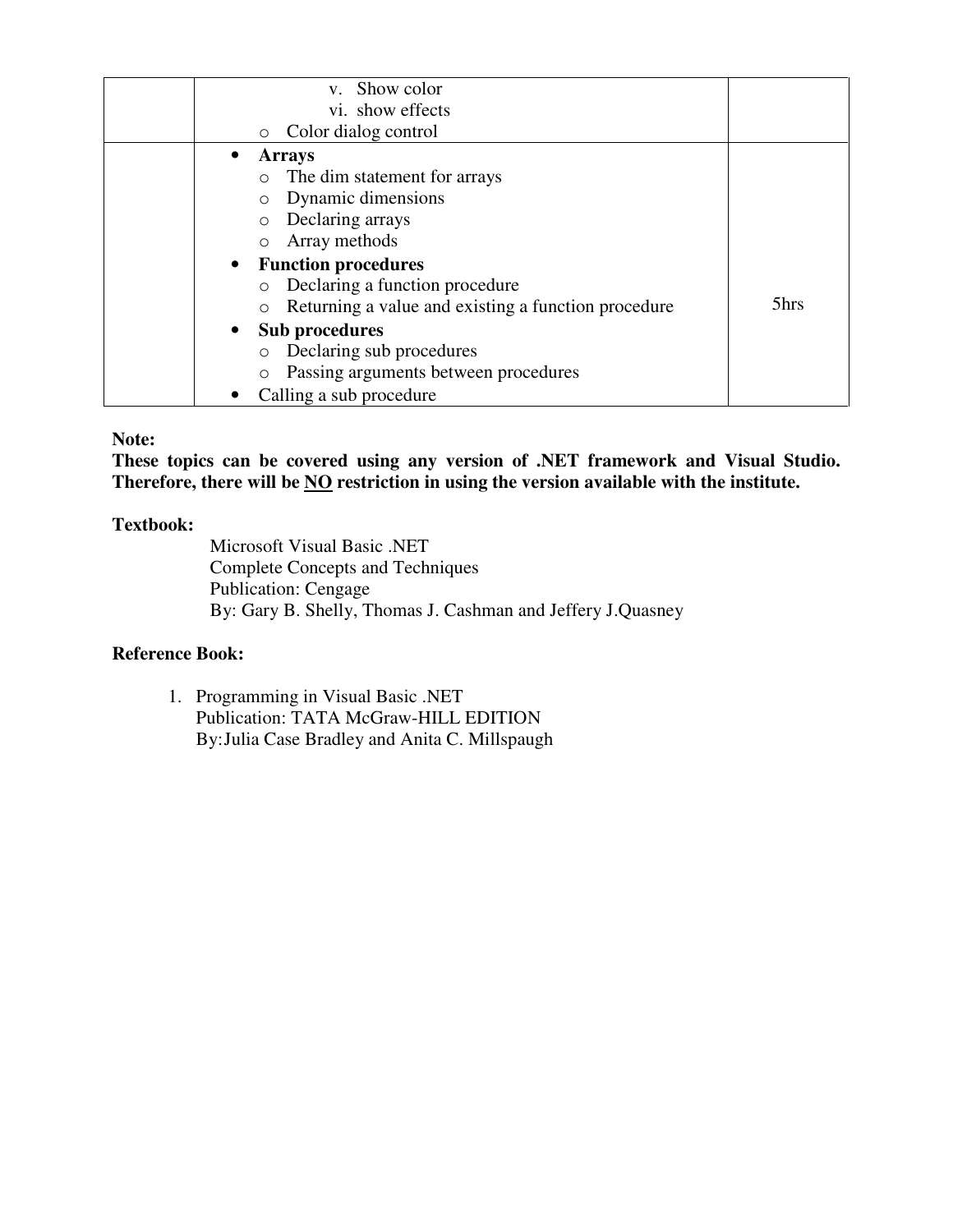|  |  |  |
|---|---|---|
|  | v. Show color<br>vi. show effects<br>o Color dialog control |  |
|  | • **Arrays**<br>o The dim statement for arrays<br>o Dynamic dimensions<br>o Declaring arrays<br>o Array methods<br>• **Function procedures**<br>o Declaring a function procedure<br>o Returning a value and existing a function procedure<br>• **Sub procedures**<br>o Declaring sub procedures<br>o Passing arguments between procedures<br>• Calling a sub procedure | 5hrs |

**Note:**

**These topics can be covered using any version of .NET framework and Visual Studio. Therefore, there will be <u>NO</u> restriction in using the version available with the institute.**

**Textbook:**

Microsoft Visual Basic .NET
Complete Concepts and Techniques
Publication: Cengage
By: Gary B. Shelly, Thomas J. Cashman and Jeffery J.Quasney

**Reference Book:**

1. Programming in Visual Basic .NET
   Publication: TATA McGraw-HILL EDITION
   By:Julia Case Bradley and Anita C. Millspaugh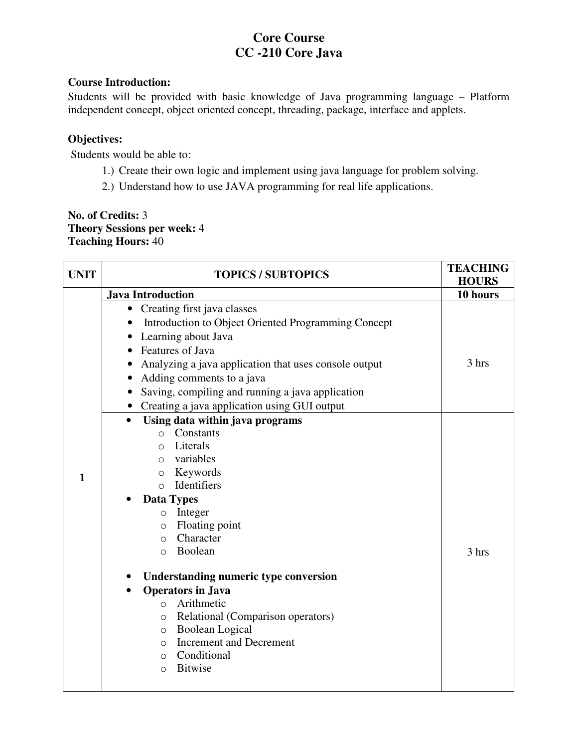# Core Course
# CC -210 Core Java

**Course Introduction:**

Students will be provided with basic knowledge of Java programming language – Platform independent concept, object oriented concept, threading, package, interface and applets.

**Objectives:**

Students would be able to:

1.) Create their own logic and implement using java language for problem solving.

2.) Understand how to use JAVA programming for real life applications.

**No. of Credits:** 3
**Theory Sessions per week:** 4
**Teaching Hours:** 40

| UNIT | TOPICS / SUBTOPICS | TEACHING HOURS |
|---|---|---|
| 1 | **Java Introduction** | **10 hours** |
| | • Creating first java classes<br>• Introduction to Object Oriented Programming Concept<br>• Learning about Java<br>• Features of Java<br>• Analyzing a java application that uses console output<br>• Adding comments to a java<br>• Saving, compiling and running a java application<br>• Creating a java application using GUI output | 3 hrs |
| | • **Using data within java programs**<br>  ○ Constants<br>  ○ Literals<br>  ○ variables<br>  ○ Keywords<br>  ○ Identifiers<br>• **Data Types**<br>  ○ Integer<br>  ○ Floating point<br>  ○ Character<br>  ○ Boolean<br>• **Understanding numeric type conversion**<br>• **Operators in Java**<br>  ○ Arithmetic<br>  ○ Relational (Comparison operators)<br>  ○ Boolean Logical<br>  ○ Increment and Decrement<br>  ○ Conditional<br>  ○ Bitwise | 3 hrs |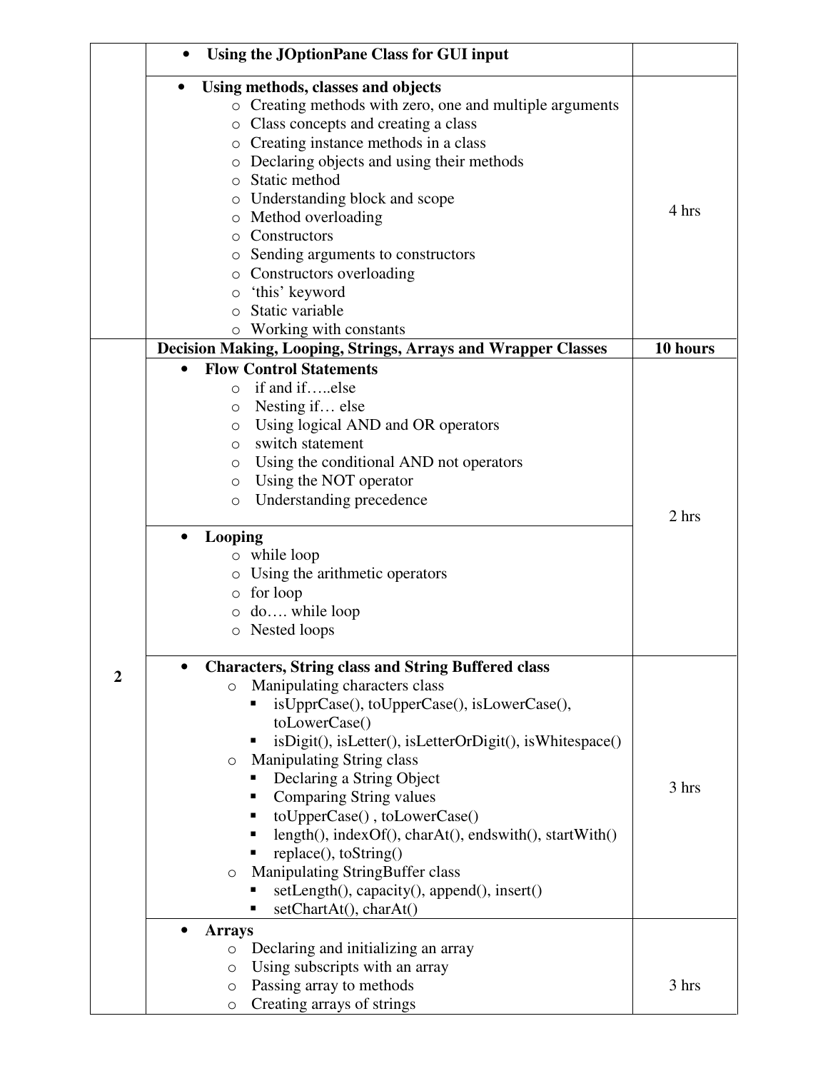| | | |
|---|---|---|
| | • **Using the JOptionPane Class for GUI input** | |
| | • **Using methods, classes and objects**<br>o Creating methods with zero, one and multiple arguments<br>o Class concepts and creating a class<br>o Creating instance methods in a class<br>o Declaring objects and using their methods<br>o Static method<br>o Understanding block and scope<br>o Method overloading<br>o Constructors<br>o Sending arguments to constructors<br>o Constructors overloading<br>o 'this' keyword<br>o Static variable<br>o Working with constants | 4 hrs |
| 2 | **Decision Making, Looping, Strings, Arrays and Wrapper Classes** | **10 hours** |
| | • **Flow Control Statements**<br>o if and if…..else<br>o Nesting if… else<br>o Using logical AND and OR operators<br>o switch statement<br>o Using the conditional AND not operators<br>o Using the NOT operator<br>o Understanding precedence<br>• **Looping**<br>o while loop<br>o Using the arithmetic operators<br>o for loop<br>o do…. while loop<br>o Nested loops | 2 hrs |
| | • **Characters, String class and String Buffered class**<br>o Manipulating characters class<br>▪ isUpprCase(), toUpperCase(), isLowerCase(), toLowerCase()<br>▪ isDigit(), isLetter(), isLetterOrDigit(), isWhitespace()<br>o Manipulating String class<br>▪ Declaring a String Object<br>▪ Comparing String values<br>▪ toUpperCase() , toLowerCase()<br>▪ length(), indexOf(), charAt(), endswith(), startWith()<br>▪ replace(), toString()<br>o Manipulating StringBuffer class<br>▪ setLength(), capacity(), append(), insert()<br>▪ setChartAt(), charAt() | 3 hrs |
| | • **Arrays**<br>o Declaring and initializing an array<br>o Using subscripts with an array<br>o Passing array to methods<br>o Creating arrays of strings | 3 hrs |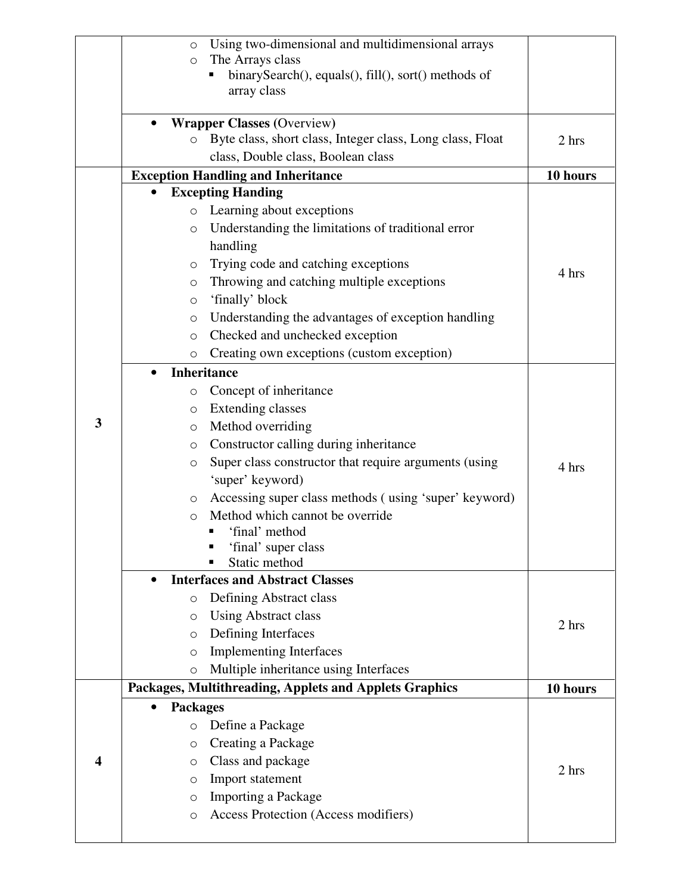| | | |
|---|---|---|
| | ○ Using two-dimensional and multidimensional arrays<br>○ The Arrays class<br>  ▪ binarySearch(), equals(), fill(), sort() methods of array class | |
| | • **Wrapper Classes** (Overview)<br>  ○ Byte class, short class, Integer class, Long class, Float class, Double class, Boolean class | 2 hrs |
| 3 | **Exception Handling and Inheritance** | **10 hours** |
| | • **Excepting Handing**<br>  ○ Learning about exceptions<br>  ○ Understanding the limitations of traditional error handling<br>  ○ Trying code and catching exceptions<br>  ○ Throwing and catching multiple exceptions<br>  ○ 'finally' block<br>  ○ Understanding the advantages of exception handling<br>  ○ Checked and unchecked exception<br>  ○ Creating own exceptions (custom exception) | 4 hrs |
| | • **Inheritance**<br>  ○ Concept of inheritance<br>  ○ Extending classes<br>  ○ Method overriding<br>  ○ Constructor calling during inheritance<br>  ○ Super class constructor that require arguments (using 'super' keyword)<br>  ○ Accessing super class methods ( using 'super' keyword)<br>  ○ Method which cannot be override<br>    ▪ 'final' method<br>    ▪ 'final' super class<br>    ▪ Static method | 4 hrs |
| | • **Interfaces and Abstract Classes**<br>  ○ Defining Abstract class<br>  ○ Using Abstract class<br>  ○ Defining Interfaces<br>  ○ Implementing Interfaces<br>  ○ Multiple inheritance using Interfaces | 2 hrs |
| 4 | **Packages, Multithreading, Applets and Applets Graphics** | **10 hours** |
| | • **Packages**<br>  ○ Define a Package<br>  ○ Creating a Package<br>  ○ Class and package<br>  ○ Import statement<br>  ○ Importing a Package<br>  ○ Access Protection (Access modifiers) | 2 hrs |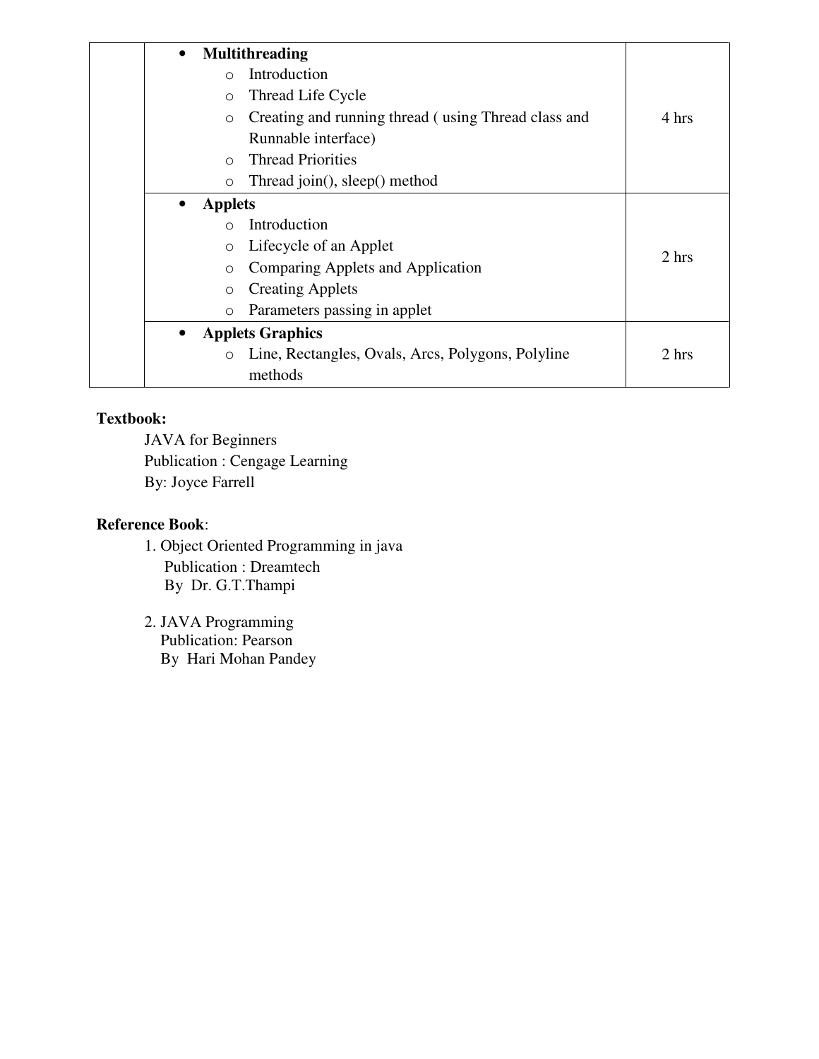|  | Content | Hours |
|---|---|---|
|  | • **Multithreading**<br>  ○ Introduction<br>  ○ Thread Life Cycle<br>  ○ Creating and running thread ( using Thread class and Runnable interface)<br>  ○ Thread Priorities<br>  ○ Thread join(), sleep() method | 4 hrs |
|  | • **Applets**<br>  ○ Introduction<br>  ○ Lifecycle of an Applet<br>  ○ Comparing Applets and Application<br>  ○ Creating Applets<br>  ○ Parameters passing in applet | 2 hrs |
|  | • **Applets Graphics**<br>  ○ Line, Rectangles, Ovals, Arcs, Polygons, Polyline methods | 2 hrs |

**Textbook:**

JAVA for Beginners
Publication : Cengage Learning
By: Joyce Farrell

**Reference Book**:

1. Object Oriented Programming in java
   Publication : Dreamtech
   By Dr. G.T.Thampi

2. JAVA Programming
   Publication: Pearson
   By Hari Mohan Pandey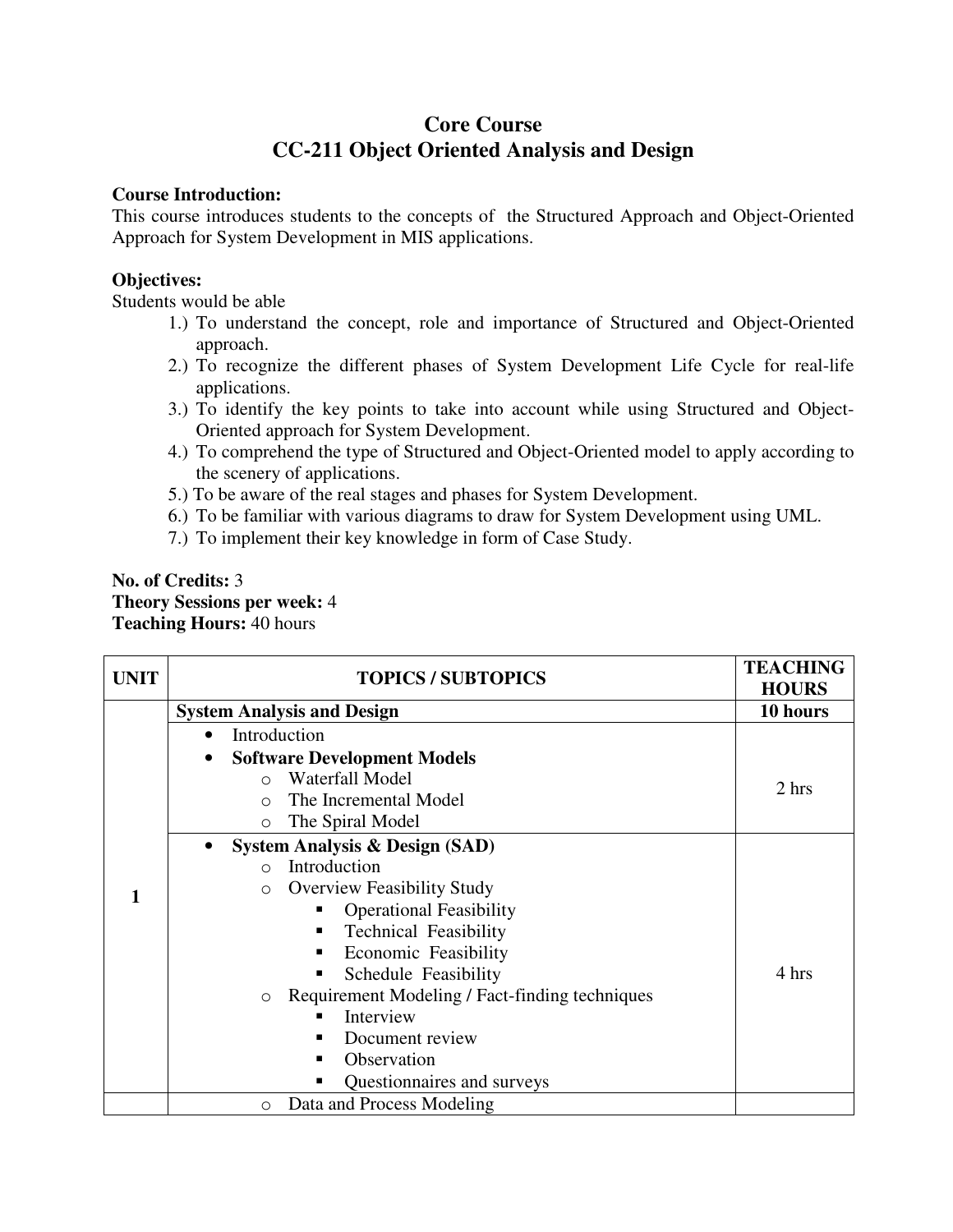# Core Course
# CC-211 Object Oriented Analysis and Design

**Course Introduction:**
This course introduces students to the concepts of the Structured Approach and Object-Oriented Approach for System Development in MIS applications.

**Objectives:**
Students would be able

1.) To understand the concept, role and importance of Structured and Object-Oriented approach.
2.) To recognize the different phases of System Development Life Cycle for real-life applications.
3.) To identify the key points to take into account while using Structured and Object-Oriented approach for System Development.
4.) To comprehend the type of Structured and Object-Oriented model to apply according to the scenery of applications.
5.) To be aware of the real stages and phases for System Development.
6.) To be familiar with various diagrams to draw for System Development using UML.
7.) To implement their key knowledge in form of Case Study.

**No. of Credits:** 3
**Theory Sessions per week:** 4
**Teaching Hours:** 40 hours

| UNIT | TOPICS / SUBTOPICS | TEACHING HOURS |
|---|---|---|
| 1 | **System Analysis and Design** | **10 hours** |
| | • Introduction<br>• **Software Development Models**<br>&nbsp;&nbsp;o Waterfall Model<br>&nbsp;&nbsp;o The Incremental Model<br>&nbsp;&nbsp;o The Spiral Model | 2 hrs |
| | • **System Analysis & Design (SAD)**<br>&nbsp;&nbsp;o Introduction<br>&nbsp;&nbsp;o Overview Feasibility Study<br>&nbsp;&nbsp;&nbsp;&nbsp;▪ Operational Feasibility<br>&nbsp;&nbsp;&nbsp;&nbsp;▪ Technical Feasibility<br>&nbsp;&nbsp;&nbsp;&nbsp;▪ Economic Feasibility<br>&nbsp;&nbsp;&nbsp;&nbsp;▪ Schedule Feasibility<br>&nbsp;&nbsp;o Requirement Modeling / Fact-finding techniques<br>&nbsp;&nbsp;&nbsp;&nbsp;▪ Interview<br>&nbsp;&nbsp;&nbsp;&nbsp;▪ Document review<br>&nbsp;&nbsp;&nbsp;&nbsp;▪ Observation<br>&nbsp;&nbsp;&nbsp;&nbsp;▪ Questionnaires and surveys | 4 hrs |
| | &nbsp;&nbsp;o Data and Process Modeling | |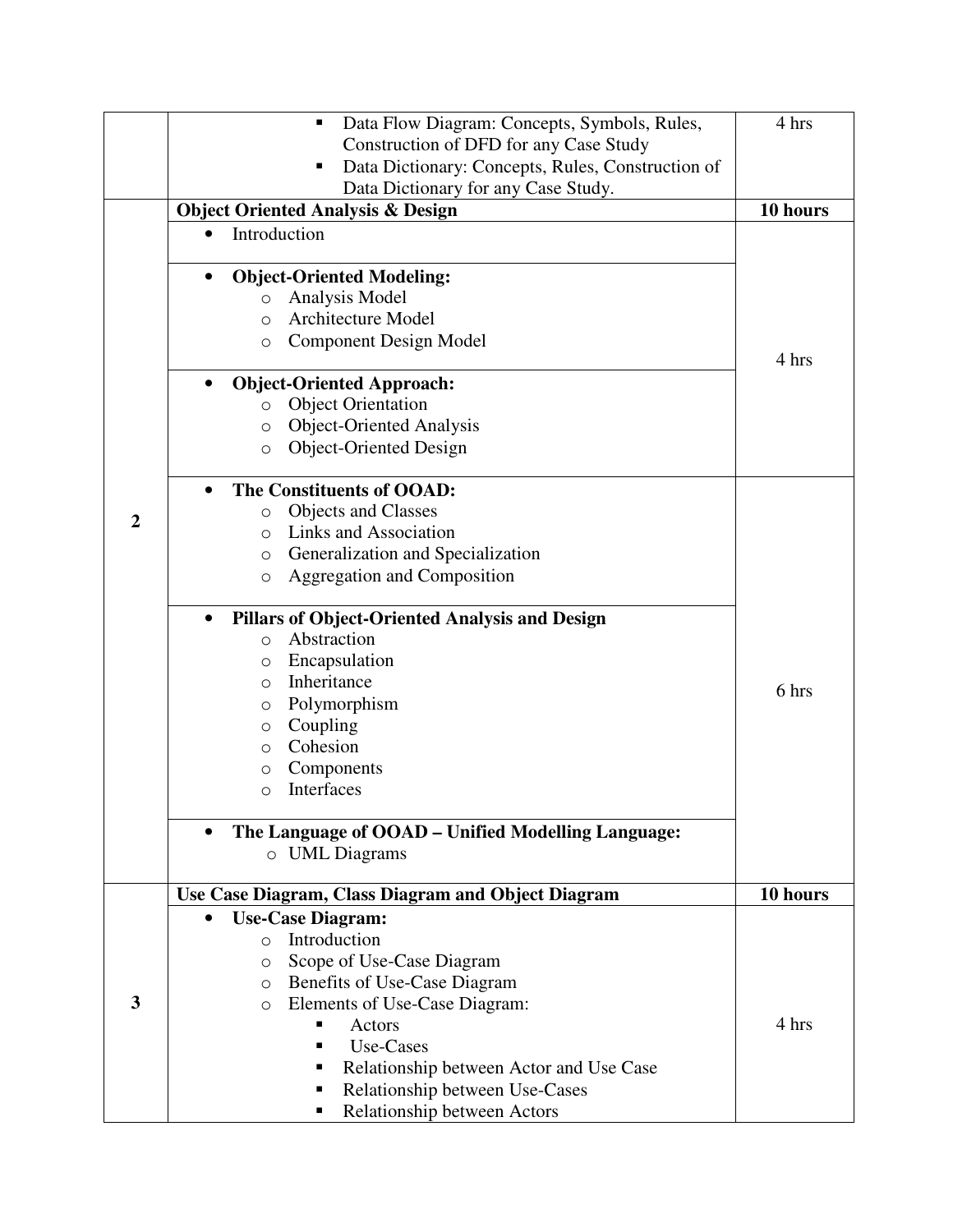| | | |
|---|---|---|
| | ▪ Data Flow Diagram: Concepts, Symbols, Rules, Construction of DFD for any Case Study<br>▪ Data Dictionary: Concepts, Rules, Construction of Data Dictionary for any Case Study. | 4 hrs |
| 2 | **Object Oriented Analysis & Design** | **10 hours** |
| | • Introduction<br><br>• **Object-Oriented Modeling:**<br>  ○ Analysis Model<br>  ○ Architecture Model<br>  ○ Component Design Model<br><br>• **Object-Oriented Approach:**<br>  ○ Object Orientation<br>  ○ Object-Oriented Analysis<br>  ○ Object-Oriented Design | 4 hrs |
| | • **The Constituents of OOAD:**<br>  ○ Objects and Classes<br>  ○ Links and Association<br>  ○ Generalization and Specialization<br>  ○ Aggregation and Composition<br><br>• **Pillars of Object-Oriented Analysis and Design**<br>  ○ Abstraction<br>  ○ Encapsulation<br>  ○ Inheritance<br>  ○ Polymorphism<br>  ○ Coupling<br>  ○ Cohesion<br>  ○ Components<br>  ○ Interfaces<br><br>• **The Language of OOAD – Unified Modelling Language:**<br>  ○ UML Diagrams | 6 hrs |
| 3 | **Use Case Diagram, Class Diagram and Object Diagram** | **10 hours** |
| | • **Use-Case Diagram:**<br>  ○ Introduction<br>  ○ Scope of Use-Case Diagram<br>  ○ Benefits of Use-Case Diagram<br>  ○ Elements of Use-Case Diagram:<br>    ▪ Actors<br>    ▪ Use-Cases<br>    ▪ Relationship between Actor and Use Case<br>    ▪ Relationship between Use-Cases<br>    ▪ Relationship between Actors | 4 hrs |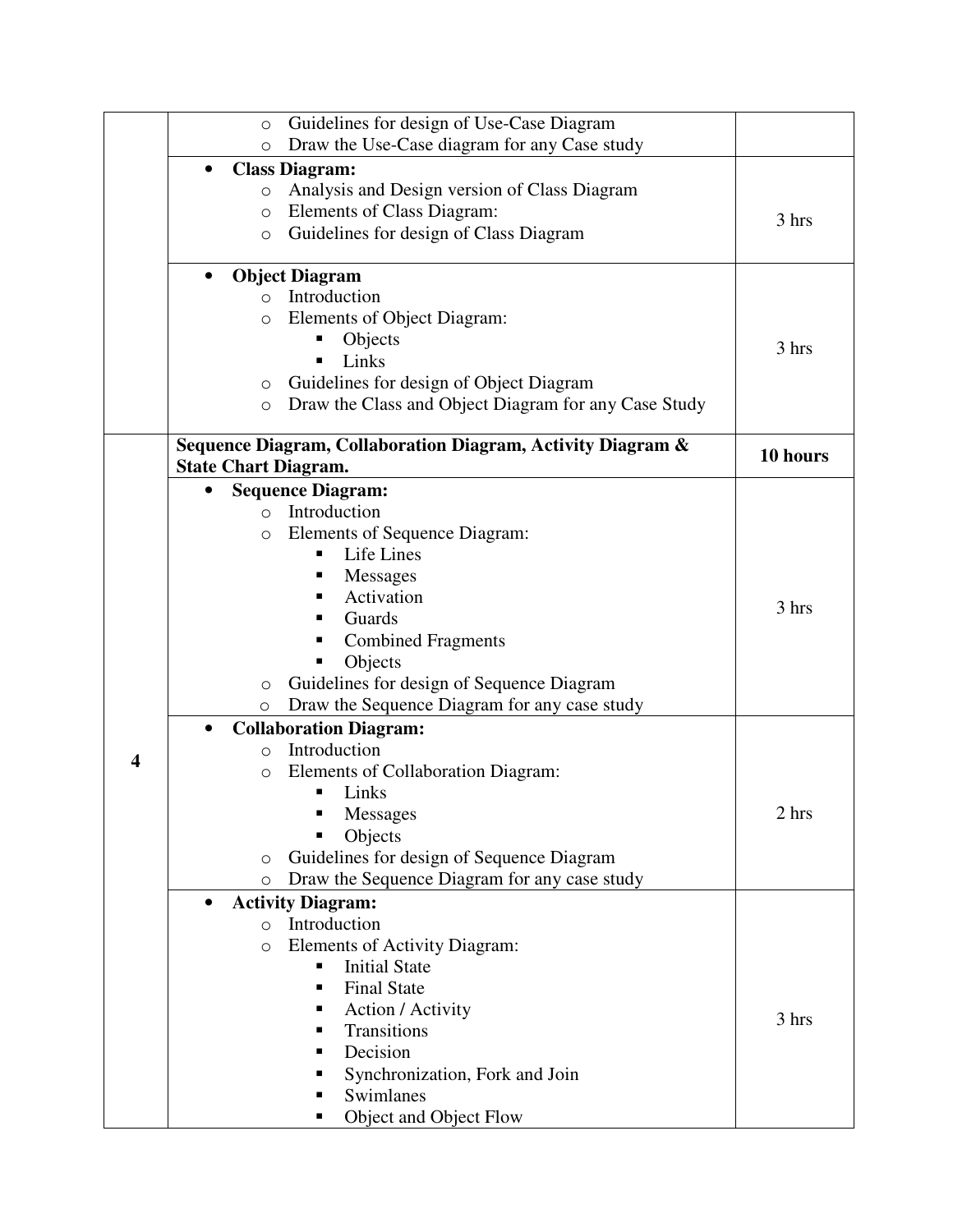| | | |
|---|---|---|
| | ○ Guidelines for design of Use-Case Diagram<br>○ Draw the Use-Case diagram for any Case study | |
| | • **Class Diagram:**<br>○ Analysis and Design version of Class Diagram<br>○ Elements of Class Diagram:<br>○ Guidelines for design of Class Diagram | 3 hrs |
| | • **Object Diagram**<br>○ Introduction<br>○ Elements of Object Diagram:<br>▪ Objects<br>▪ Links<br>○ Guidelines for design of Object Diagram<br>○ Draw the Class and Object Diagram for any Case Study | 3 hrs |
| **4** | **Sequence Diagram, Collaboration Diagram, Activity Diagram & State Chart Diagram.** | **10 hours** |
| | • **Sequence Diagram:**<br>○ Introduction<br>○ Elements of Sequence Diagram:<br>▪ Life Lines<br>▪ Messages<br>▪ Activation<br>▪ Guards<br>▪ Combined Fragments<br>▪ Objects<br>○ Guidelines for design of Sequence Diagram<br>○ Draw the Sequence Diagram for any case study | 3 hrs |
| | • **Collaboration Diagram:**<br>○ Introduction<br>○ Elements of Collaboration Diagram:<br>▪ Links<br>▪ Messages<br>▪ Objects<br>○ Guidelines for design of Sequence Diagram<br>○ Draw the Sequence Diagram for any case study | 2 hrs |
| | • **Activity Diagram:**<br>○ Introduction<br>○ Elements of Activity Diagram:<br>▪ Initial State<br>▪ Final State<br>▪ Action / Activity<br>▪ Transitions<br>▪ Decision<br>▪ Synchronization, Fork and Join<br>▪ Swimlanes<br>▪ Object and Object Flow | 3 hrs |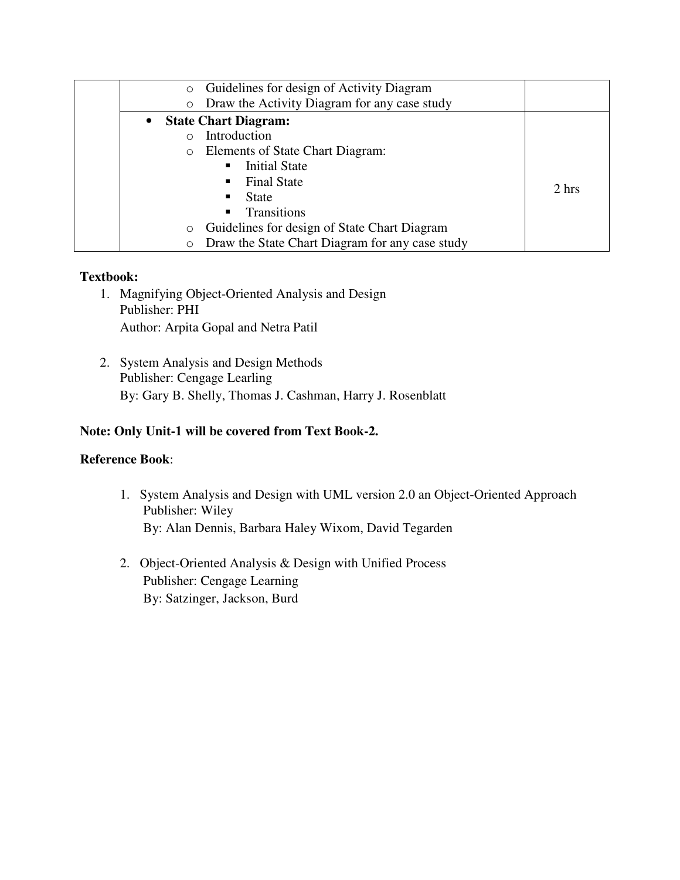| | | |
|---|---|---|
| | ○ Guidelines for design of Activity Diagram<br>○ Draw the Activity Diagram for any case study | |
| | • **State Chart Diagram:**<br>○ Introduction<br>○ Elements of State Chart Diagram:<br>▪ Initial State<br>▪ Final State<br>▪ State<br>▪ Transitions<br>○ Guidelines for design of State Chart Diagram<br>○ Draw the State Chart Diagram for any case study | 2 hrs |

**Textbook:**

1. Magnifying Object-Oriented Analysis and Design
   Publisher: PHI
   Author: Arpita Gopal and Netra Patil

2. System Analysis and Design Methods
   Publisher: Cengage Learling
   By: Gary B. Shelly, Thomas J. Cashman, Harry J. Rosenblatt

**Note: Only Unit-1 will be covered from Text Book-2.**

**Reference Book**:

1. System Analysis and Design with UML version 2.0 an Object-Oriented Approach
   Publisher: Wiley
   By: Alan Dennis, Barbara Haley Wixom, David Tegarden

2. Object-Oriented Analysis & Design with Unified Process
   Publisher: Cengage Learning
   By: Satzinger, Jackson, Burd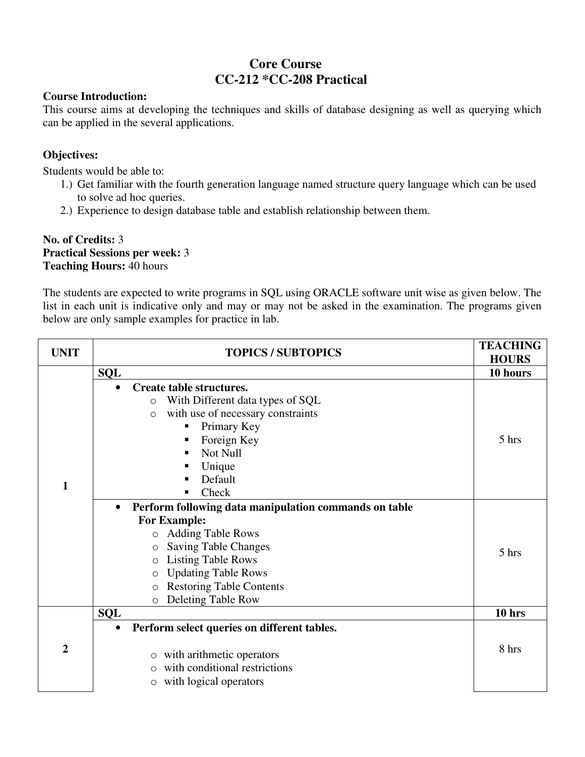# Core Course
## CC-212 *CC-208 Practical

**Course Introduction:**
This course aims at developing the techniques and skills of database designing as well as querying which can be applied in the several applications.

**Objectives:**
Students would be able to:
1.) Get familiar with the fourth generation language named structure query language which can be used to solve ad hoc queries.
2.) Experience to design database table and establish relationship between them.

**No. of Credits:** 3
**Practical Sessions per week:** 3
**Teaching Hours:** 40 hours

The students are expected to write programs in SQL using ORACLE software unit wise as given below. The list in each unit is indicative only and may or may not be asked in the examination. The programs given below are only sample examples for practice in lab.

| UNIT | TOPICS / SUBTOPICS | TEACHING HOURS |
|---|---|---|
| 1 | **SQL** | **10 hours** |
| | • **Create table structures.**<br>o With Different data types of SQL<br>o with use of necessary constraints<br>▪ Primary Key<br>▪ Foreign Key<br>▪ Not Null<br>▪ Unique<br>▪ Default<br>▪ Check | 5 hrs |
| | • **Perform following data manipulation commands on table**<br>**For Example:**<br>o Adding Table Rows<br>o Saving Table Changes<br>o Listing Table Rows<br>o Updating Table Rows<br>o Restoring Table Contents<br>o Deleting Table Row | 5 hrs |
| 2 | **SQL** | **10 hrs** |
| | • **Perform select queries on different tables.**<br>o with arithmetic operators<br>o with conditional restrictions<br>o with logical operators | 8 hrs |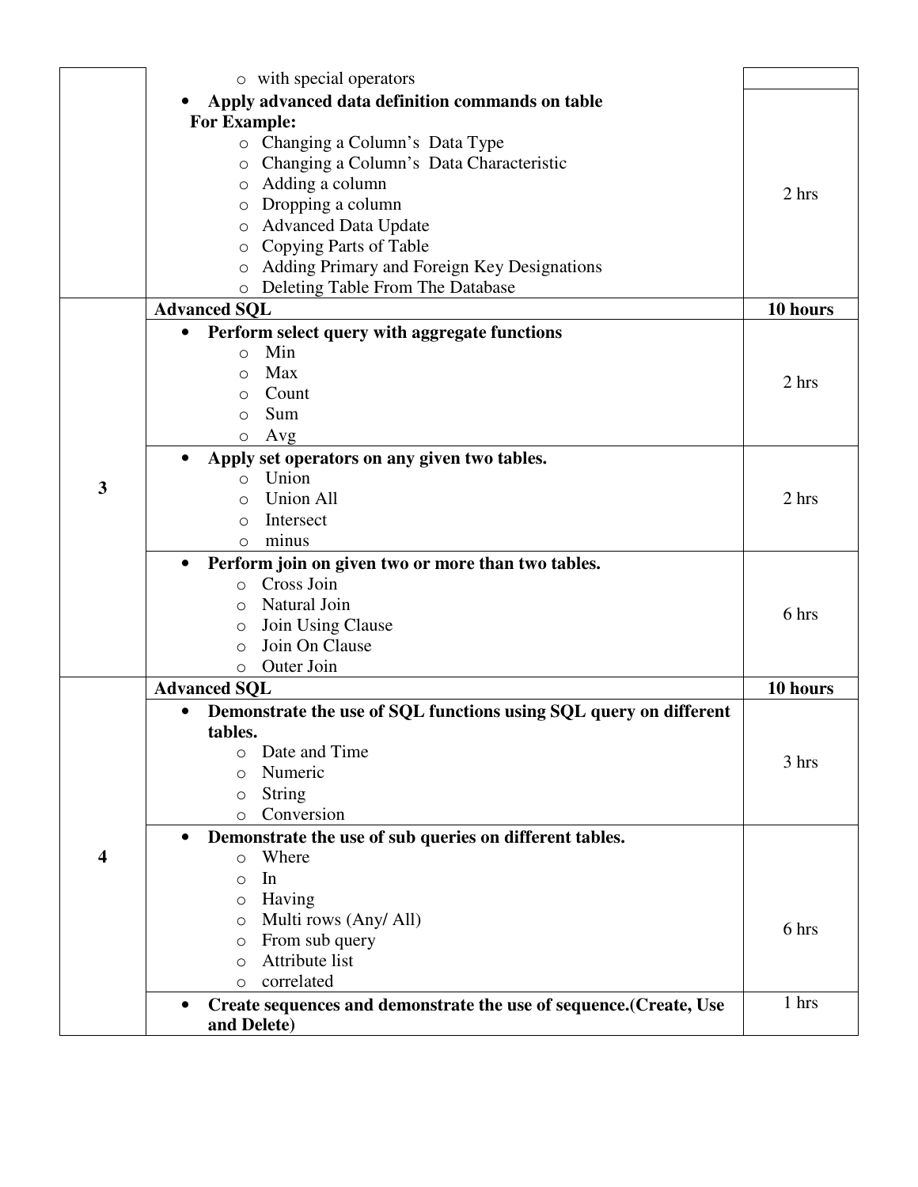| | | |
|---|---|---|
| | ○ with special operators | |
| | • **Apply advanced data definition commands on table**<br>**For Example:**<br>○ Changing a Column's Data Type<br>○ Changing a Column's Data Characteristic<br>○ Adding a column<br>○ Dropping a column<br>○ Advanced Data Update<br>○ Copying Parts of Table<br>○ Adding Primary and Foreign Key Designations<br>○ Deleting Table From The Database | 2 hrs |
| **3** | **Advanced SQL** | **10 hours** |
| | • **Perform select query with aggregate functions**<br>○ Min<br>○ Max<br>○ Count<br>○ Sum<br>○ Avg | 2 hrs |
| | • **Apply set operators on any given two tables.**<br>○ Union<br>○ Union All<br>○ Intersect<br>○ minus | 2 hrs |
| | • **Perform join on given two or more than two tables.**<br>○ Cross Join<br>○ Natural Join<br>○ Join Using Clause<br>○ Join On Clause<br>○ Outer Join | 6 hrs |
| **4** | **Advanced SQL** | **10 hours** |
| | • **Demonstrate the use of SQL functions using SQL query on different tables.**<br>○ Date and Time<br>○ Numeric<br>○ String<br>○ Conversion | 3 hrs |
| | • **Demonstrate the use of sub queries on different tables.**<br>○ Where<br>○ In<br>○ Having<br>○ Multi rows (Any/ All)<br>○ From sub query<br>○ Attribute list<br>○ correlated | 6 hrs |
| | • **Create sequences and demonstrate the use of sequence.(Create, Use and Delete)** | 1 hrs |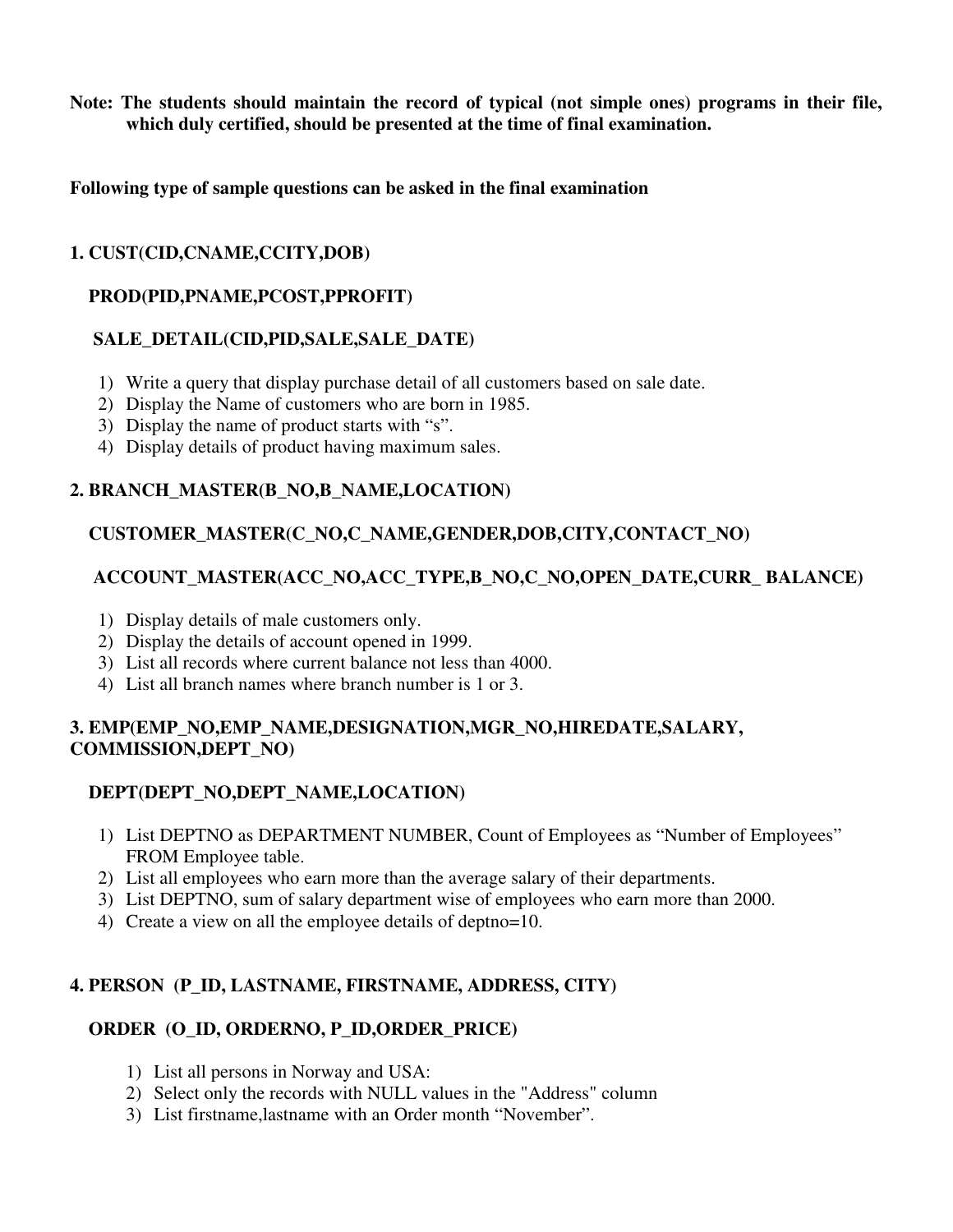**Note: The students should maintain the record of typical (not simple ones) programs in their file, which duly certified, should be presented at the time of final examination.**

**Following type of sample questions can be asked in the final examination**

**1. CUST(CID,CNAME,CCITY,DOB)**

**PROD(PID,PNAME,PCOST,PPROFIT)**

**SALE_DETAIL(CID,PID,SALE,SALE_DATE)**

1) Write a query that display purchase detail of all customers based on sale date.
2) Display the Name of customers who are born in 1985.
3) Display the name of product starts with "s".
4) Display details of product having maximum sales.

**2. BRANCH_MASTER(B_NO,B_NAME,LOCATION)**

**CUSTOMER_MASTER(C_NO,C_NAME,GENDER,DOB,CITY,CONTACT_NO)**

**ACCOUNT_MASTER(ACC_NO,ACC_TYPE,B_NO,C_NO,OPEN_DATE,CURR_ BALANCE)**

1) Display details of male customers only.
2) Display the details of account opened in 1999.
3) List all records where current balance not less than 4000.
4) List all branch names where branch number is 1 or 3.

**3. EMP(EMP_NO,EMP_NAME,DESIGNATION,MGR_NO,HIREDATE,SALARY, COMMISSION,DEPT_NO)**

**DEPT(DEPT_NO,DEPT_NAME,LOCATION)**

1) List DEPTNO as DEPARTMENT NUMBER, Count of Employees as "Number of Employees" FROM Employee table.
2) List all employees who earn more than the average salary of their departments.
3) List DEPTNO, sum of salary department wise of employees who earn more than 2000.
4) Create a view on all the employee details of deptno=10.

**4. PERSON (P_ID, LASTNAME, FIRSTNAME, ADDRESS, CITY)**

**ORDER (O_ID, ORDERNO, P_ID,ORDER_PRICE)**

1) List all persons in Norway and USA:
2) Select only the records with NULL values in the "Address" column
3) List firstname,lastname with an Order month "November".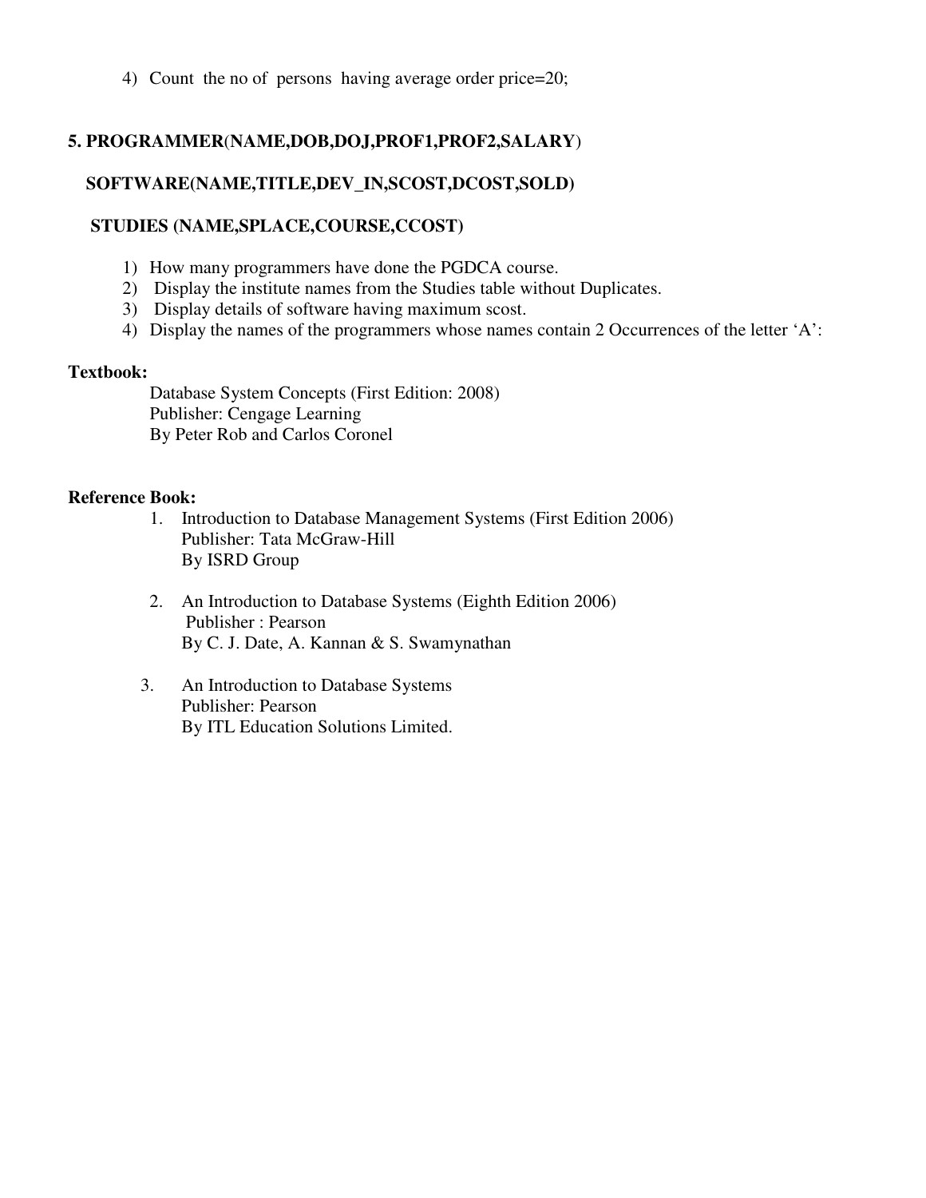4) Count the no of persons having average order price=20;

**5. PROGRAMMER(NAME,DOB,DOJ,PROF1,PROF2,SALARY)**

**SOFTWARE(NAME,TITLE,DEV_IN,SCOST,DCOST,SOLD)**

**STUDIES (NAME,SPLACE,COURSE,CCOST)**

1) How many programmers have done the PGDCA course.
2) Display the institute names from the Studies table without Duplicates.
3) Display details of software having maximum scost.
4) Display the names of the programmers whose names contain 2 Occurrences of the letter 'A':

**Textbook:**

Database System Concepts (First Edition: 2008)
Publisher: Cengage Learning
By Peter Rob and Carlos Coronel

**Reference Book:**

1. Introduction to Database Management Systems (First Edition 2006)
   Publisher: Tata McGraw-Hill
   By ISRD Group

2. An Introduction to Database Systems (Eighth Edition 2006)
   Publisher : Pearson
   By C. J. Date, A. Kannan & S. Swamynathan

3. An Introduction to Database Systems
   Publisher: Pearson
   By ITL Education Solutions Limited.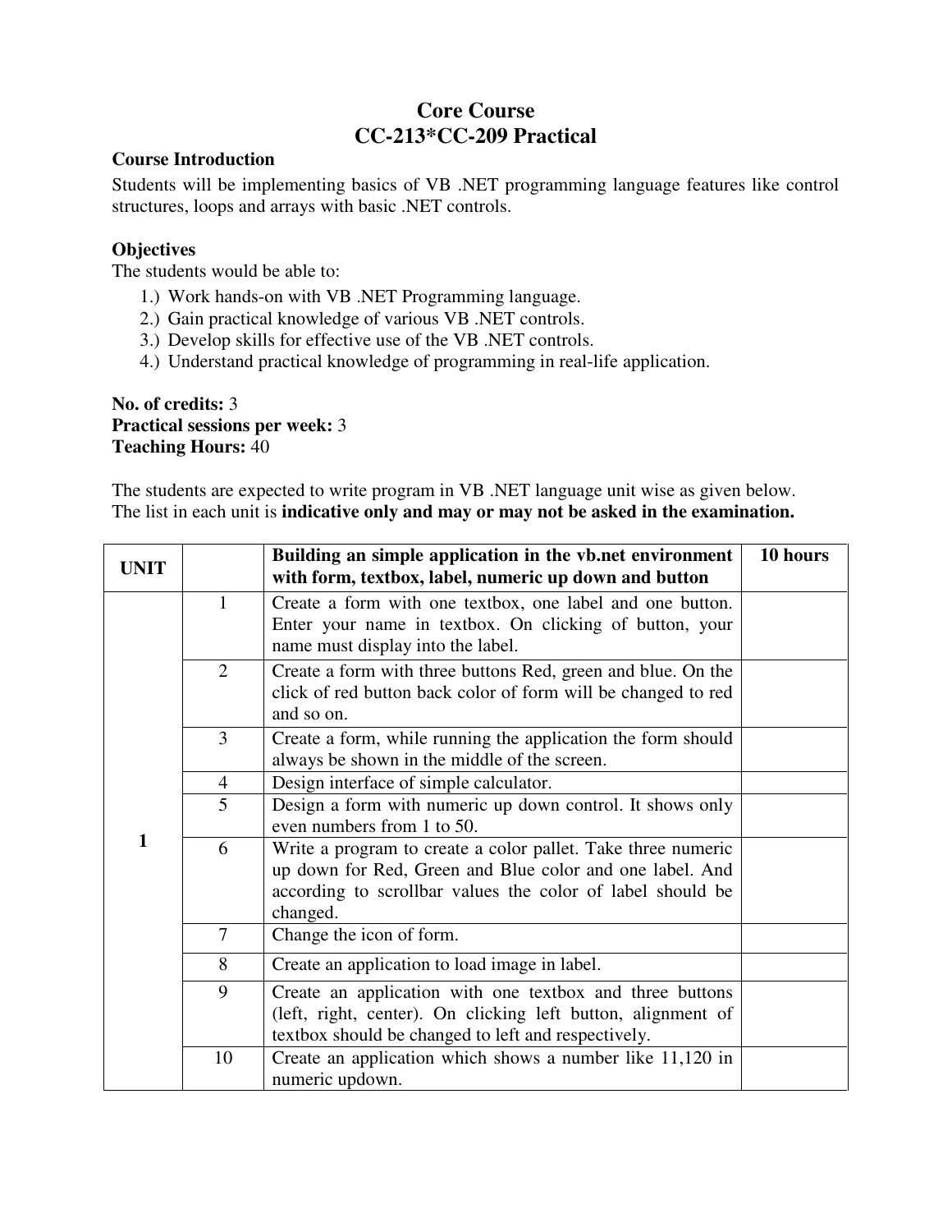# Core Course
# CC-213*CC-209 Practical

**Course Introduction**

Students will be implementing basics of VB .NET programming language features like control structures, loops and arrays with basic .NET controls.

**Objectives**

The students would be able to:

1.) Work hands-on with VB .NET Programming language.
2.) Gain practical knowledge of various VB .NET controls.
3.) Develop skills for effective use of the VB .NET controls.
4.) Understand practical knowledge of programming in real-life application.

**No. of credits:** 3
**Practical sessions per week:** 3
**Teaching Hours:** 40

The students are expected to write program in VB .NET language unit wise as given below.
The list in each unit is **indicative only and may or may not be asked in the examination.**

| UNIT | | Building an simple application in the vb.net environment with form, textbox, label, numeric up down and button | 10 hours |
|---|---|---|---|
| 1 | 1 | Create a form with one textbox, one label and one button. Enter your name in textbox. On clicking of button, your name must display into the label. | |
| | 2 | Create a form with three buttons Red, green and blue. On the click of red button back color of form will be changed to red and so on. | |
| | 3 | Create a form, while running the application the form should always be shown in the middle of the screen. | |
| | 4 | Design interface of simple calculator. | |
| | 5 | Design a form with numeric up down control. It shows only even numbers from 1 to 50. | |
| | 6 | Write a program to create a color pallet. Take three numeric up down for Red, Green and Blue color and one label. And according to scrollbar values the color of label should be changed. | |
| | 7 | Change the icon of form. | |
| | 8 | Create an application to load image in label. | |
| | 9 | Create an application with one textbox and three buttons (left, right, center). On clicking left button, alignment of textbox should be changed to left and respectively. | |
| | 10 | Create an application which shows a number like 11,120 in numeric updown. | |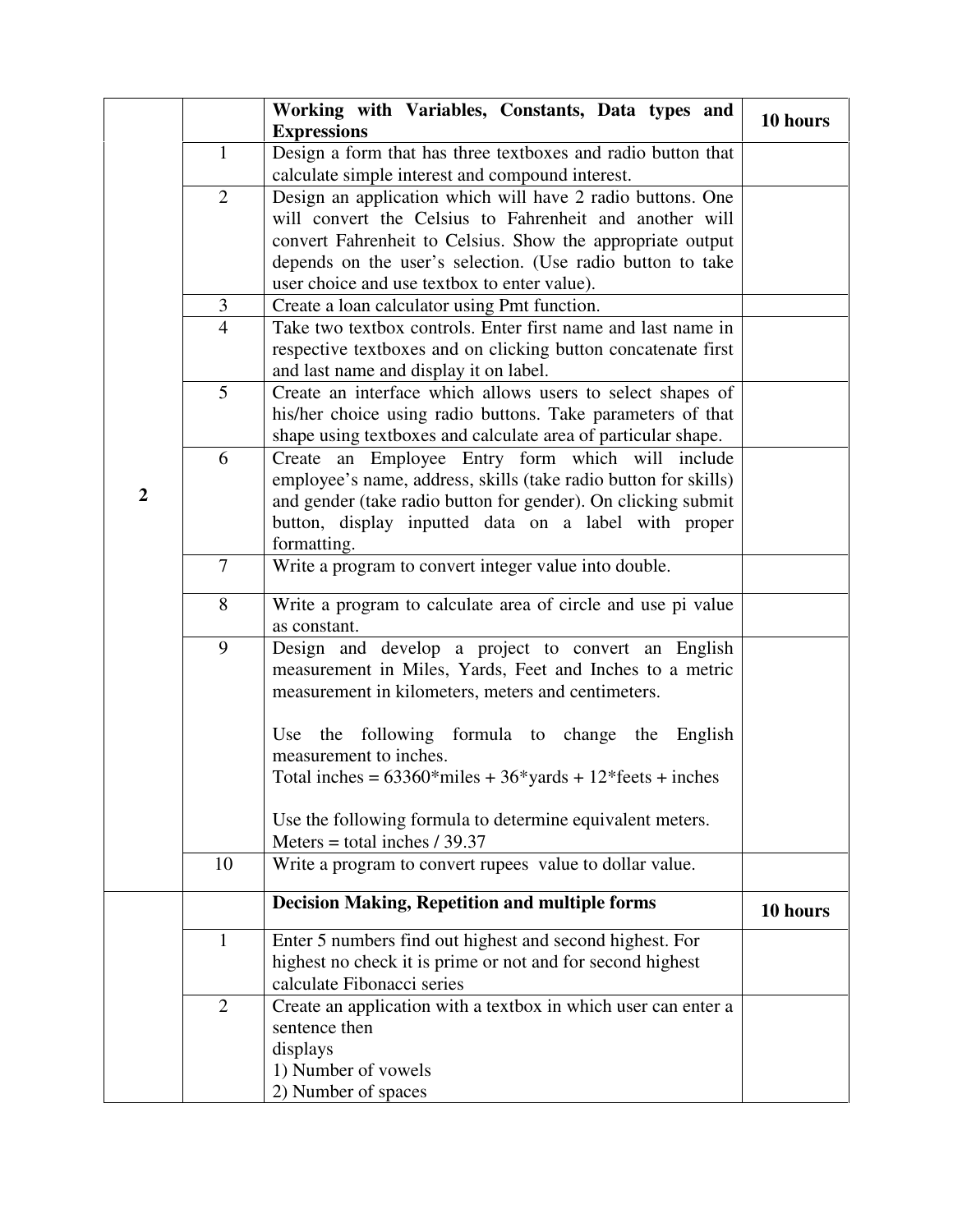| | | | |
|---|---|---|---|
| | | **Working with Variables, Constants, Data types and Expressions** | **10 hours** |
| 2 | 1 | Design a form that has three textboxes and radio button that calculate simple interest and compound interest. | |
| | 2 | Design an application which will have 2 radio buttons. One will convert the Celsius to Fahrenheit and another will convert Fahrenheit to Celsius. Show the appropriate output depends on the user's selection. (Use radio button to take user choice and use textbox to enter value). | |
| | 3 | Create a loan calculator using Pmt function. | |
| | 4 | Take two textbox controls. Enter first name and last name in respective textboxes and on clicking button concatenate first and last name and display it on label. | |
| | 5 | Create an interface which allows users to select shapes of his/her choice using radio buttons. Take parameters of that shape using textboxes and calculate area of particular shape. | |
| | 6 | Create an Employee Entry form which will include employee's name, address, skills (take radio button for skills) and gender (take radio button for gender). On clicking submit button, display inputted data on a label with proper formatting. | |
| | 7 | Write a program to convert integer value into double. | |
| | 8 | Write a program to calculate area of circle and use pi value as constant. | |
| | 9 | Design and develop a project to convert an English measurement in Miles, Yards, Feet and Inches to a metric measurement in kilometers, meters and centimeters.<br><br>Use the following formula to change the English measurement to inches.<br>Total inches = 63360*miles + 36*yards + 12*feets + inches<br><br>Use the following formula to determine equivalent meters.<br>Meters = total inches / 39.37 | |
| | 10 | Write a program to convert rupees value to dollar value. | |
| | | **Decision Making, Repetition and multiple forms** | **10 hours** |
| | 1 | Enter 5 numbers find out highest and second highest. For highest no check it is prime or not and for second highest calculate Fibonacci series | |
| | 2 | Create an application with a textbox in which user can enter a sentence then<br>displays<br>1) Number of vowels<br>2) Number of spaces | |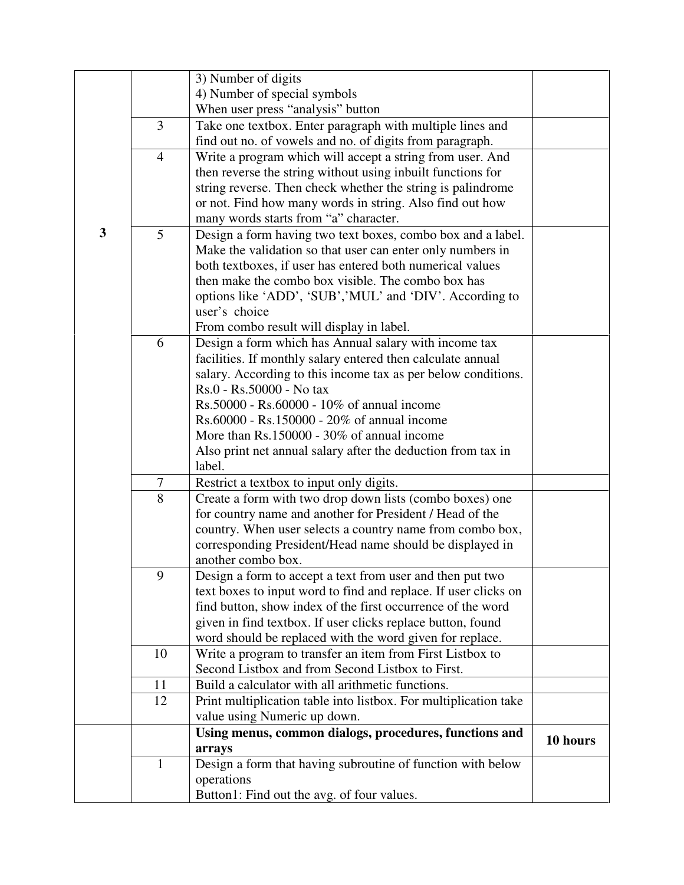| | | | |
|---|---|---|---|
| 3 | | 3) Number of digits<br>4) Number of special symbols<br>When user press "analysis" button | |
| | 3 | Take one textbox. Enter paragraph with multiple lines and find out no. of vowels and no. of digits from paragraph. | |
| | 4 | Write a program which will accept a string from user. And then reverse the string without using inbuilt functions for string reverse. Then check whether the string is palindrome or not. Find how many words in string. Also find out how many words starts from "a" character. | |
| | 5 | Design a form having two text boxes, combo box and a label. Make the validation so that user can enter only numbers in both textboxes, if user has entered both numerical values then make the combo box visible. The combo box has options like 'ADD', 'SUB','MUL' and 'DIV'. According to user's choice<br>From combo result will display in label. | |
| | 6 | Design a form which has Annual salary with income tax facilities. If monthly salary entered then calculate annual salary. According to this income tax as per below conditions.<br>Rs.0 - Rs.50000 - No tax<br>Rs.50000 - Rs.60000 - 10% of annual income<br>Rs.60000 - Rs.150000 - 20% of annual income<br>More than Rs.150000 - 30% of annual income<br>Also print net annual salary after the deduction from tax in label. | |
| | 7 | Restrict a textbox to input only digits. | |
| | 8 | Create a form with two drop down lists (combo boxes) one for country name and another for President / Head of the country. When user selects a country name from combo box, corresponding President/Head name should be displayed in another combo box. | |
| | 9 | Design a form to accept a text from user and then put two text boxes to input word to find and replace. If user clicks on find button, show index of the first occurrence of the word given in find textbox. If user clicks replace button, found word should be replaced with the word given for replace. | |
| | 10 | Write a program to transfer an item from First Listbox to Second Listbox and from Second Listbox to First. | |
| | 11 | Build a calculator with all arithmetic functions. | |
| | 12 | Print multiplication table into listbox. For multiplication take value using Numeric up down. | |
| | | **Using menus, common dialogs, procedures, functions and arrays** | **10 hours** |
| | 1 | Design a form that having subroutine of function with below operations<br>Button1: Find out the avg. of four values. | |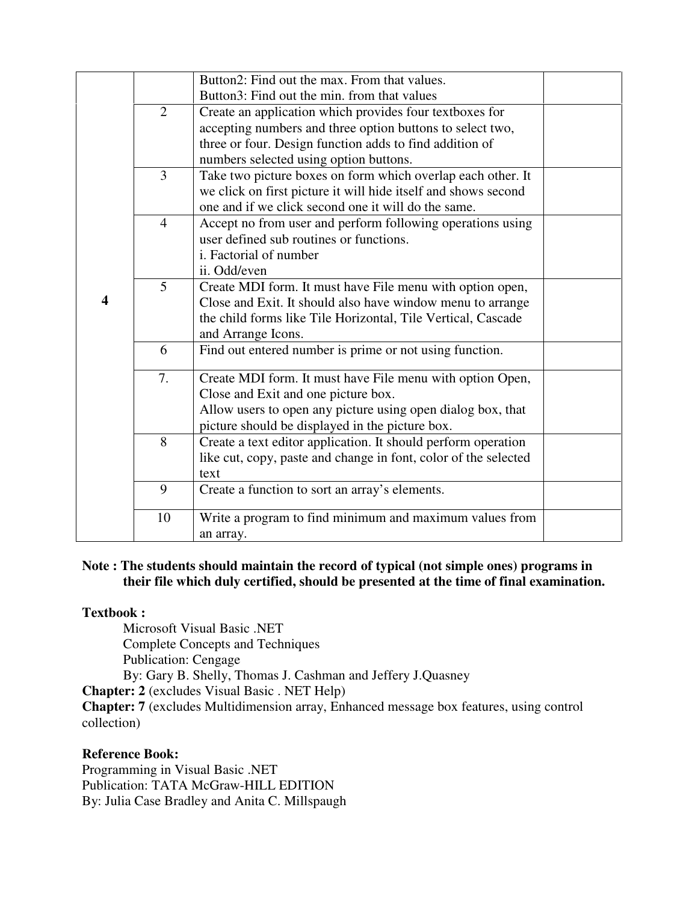| | | | |
|---|---|---|---|
| | | Button2: Find out the max. From that values.<br>Button3: Find out the min. from that values | |
| 4 | 2 | Create an application which provides four textboxes for accepting numbers and three option buttons to select two, three or four. Design function adds to find addition of numbers selected using option buttons. | |
| | 3 | Take two picture boxes on form which overlap each other. It we click on first picture it will hide itself and shows second one and if we click second one it will do the same. | |
| | 4 | Accept no from user and perform following operations using user defined sub routines or functions.<br>i. Factorial of number<br>ii. Odd/even | |
| | 5 | Create MDI form. It must have File menu with option open, Close and Exit. It should also have window menu to arrange the child forms like Tile Horizontal, Tile Vertical, Cascade and Arrange Icons. | |
| | 6 | Find out entered number is prime or not using function. | |
| | 7. | Create MDI form. It must have File menu with option Open, Close and Exit and one picture box.<br>Allow users to open any picture using open dialog box, that picture should be displayed in the picture box. | |
| | 8 | Create a text editor application. It should perform operation like cut, copy, paste and change in font, color of the selected text | |
| | 9 | Create a function to sort an array's elements. | |
| | 10 | Write a program to find minimum and maximum values from an array. | |

**Note : The students should maintain the record of typical (not simple ones) programs in their file which duly certified, should be presented at the time of final examination.**

**Textbook :**

Microsoft Visual Basic .NET
Complete Concepts and Techniques
Publication: Cengage
By: Gary B. Shelly, Thomas J. Cashman and Jeffery J.Quasney

**Chapter: 2** (excludes Visual Basic . NET Help)
**Chapter: 7** (excludes Multidimension array, Enhanced message box features, using control collection)

**Reference Book:**

Programming in Visual Basic .NET
Publication: TATA McGraw-HILL EDITION
By: Julia Case Bradley and Anita C. Millspaugh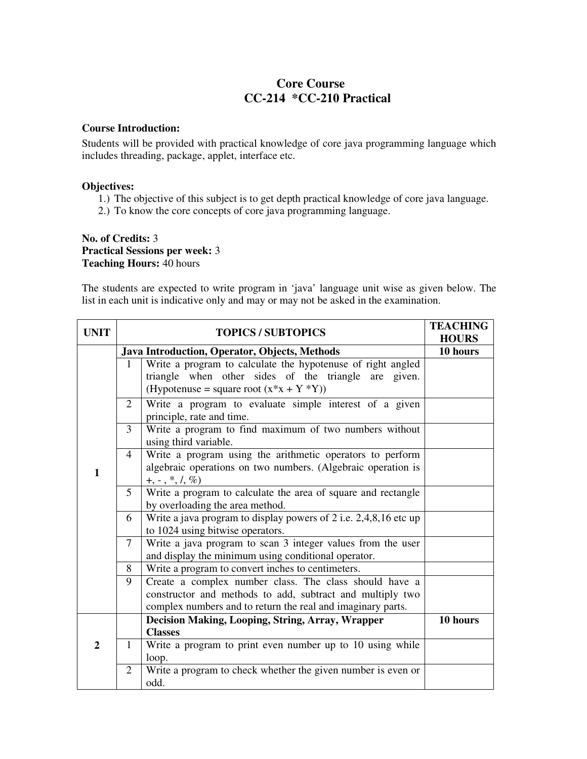# Core Course
## CC-214 *CC-210 Practical

**Course Introduction:**

Students will be provided with practical knowledge of core java programming language which includes threading, package, applet, interface etc.

**Objectives:**

1.) The objective of this subject is to get depth practical knowledge of core java language.
2.) To know the core concepts of core java programming language.

**No. of Credits:** 3
**Practical Sessions per week:** 3
**Teaching Hours:** 40 hours

The students are expected to write program in 'java' language unit wise as given below. The list in each unit is indicative only and may or may not be asked in the examination.

| UNIT | | TOPICS / SUBTOPICS | TEACHING HOURS |
|---|---|---|---|
| 1 | | **Java Introduction, Operator, Objects, Methods** | **10 hours** |
| | 1 | Write a program to calculate the hypotenuse of right angled triangle when other sides of the triangle are given. (Hypotenuse = square root (x*x + Y *Y)) | |
| | 2 | Write a program to evaluate simple interest of a given principle, rate and time. | |
| | 3 | Write a program to find maximum of two numbers without using third variable. | |
| | 4 | Write a program using the arithmetic operators to perform algebraic operations on two numbers. (Algebraic operation is +, - , *, /, %) | |
| | 5 | Write a program to calculate the area of square and rectangle by overloading the area method. | |
| | 6 | Write a java program to display powers of 2 i.e. 2,4,8,16 etc up to 1024 using bitwise operators. | |
| | 7 | Write a java program to scan 3 integer values from the user and display the minimum using conditional operator. | |
| | 8 | Write a program to convert inches to centimeters. | |
| | 9 | Create a complex number class. The class should have a constructor and methods to add, subtract and multiply two complex numbers and to return the real and imaginary parts. | |
| 2 | | **Decision Making, Looping, String, Array, Wrapper Classes** | **10 hours** |
| | 1 | Write a program to print even number up to 10 using while loop. | |
| | 2 | Write a program to check whether the given number is even or odd. | |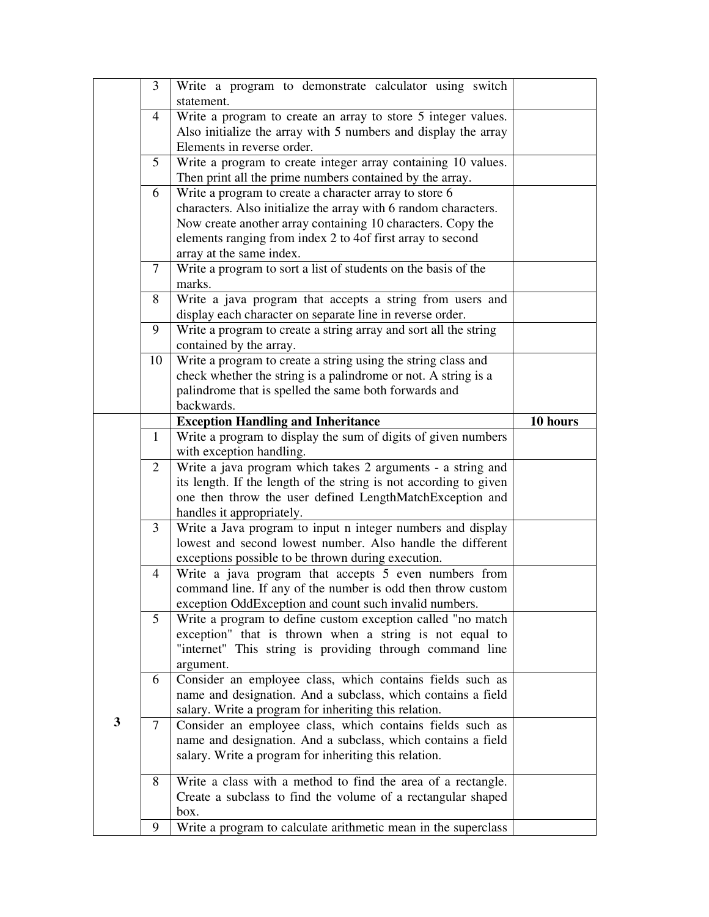| | | | |
|---|---|---|---|
| | 3 | Write a program to demonstrate calculator using switch statement. | |
| | 4 | Write a program to create an array to store 5 integer values. Also initialize the array with 5 numbers and display the array Elements in reverse order. | |
| | 5 | Write a program to create integer array containing 10 values. Then print all the prime numbers contained by the array. | |
| | 6 | Write a program to create a character array to store 6 characters. Also initialize the array with 6 random characters. Now create another array containing 10 characters. Copy the elements ranging from index 2 to 4of first array to second array at the same index. | |
| | 7 | Write a program to sort a list of students on the basis of the marks. | |
| | 8 | Write a java program that accepts a string from users and display each character on separate line in reverse order. | |
| | 9 | Write a program to create a string array and sort all the string contained by the array. | |
| | 10 | Write a program to create a string using the string class and check whether the string is a palindrome or not. A string is a palindrome that is spelled the same both forwards and backwards. | |
| 3 | | **Exception Handling and Inheritance** | **10 hours** |
| | 1 | Write a program to display the sum of digits of given numbers with exception handling. | |
| | 2 | Write a java program which takes 2 arguments - a string and its length. If the length of the string is not according to given one then throw the user defined LengthMatchException and handles it appropriately. | |
| | 3 | Write a Java program to input n integer numbers and display lowest and second lowest number. Also handle the different exceptions possible to be thrown during execution. | |
| | 4 | Write a java program that accepts 5 even numbers from command line. If any of the number is odd then throw custom exception OddException and count such invalid numbers. | |
| | 5 | Write a program to define custom exception called "no match exception" that is thrown when a string is not equal to "internet" This string is providing through command line argument. | |
| | 6 | Consider an employee class, which contains fields such as name and designation. And a subclass, which contains a field salary. Write a program for inheriting this relation. | |
| | 7 | Consider an employee class, which contains fields such as name and designation. And a subclass, which contains a field salary. Write a program for inheriting this relation. | |
| | 8 | Write a class with a method to find the area of a rectangle. Create a subclass to find the volume of a rectangular shaped box. | |
| | 9 | Write a program to calculate arithmetic mean in the superclass | |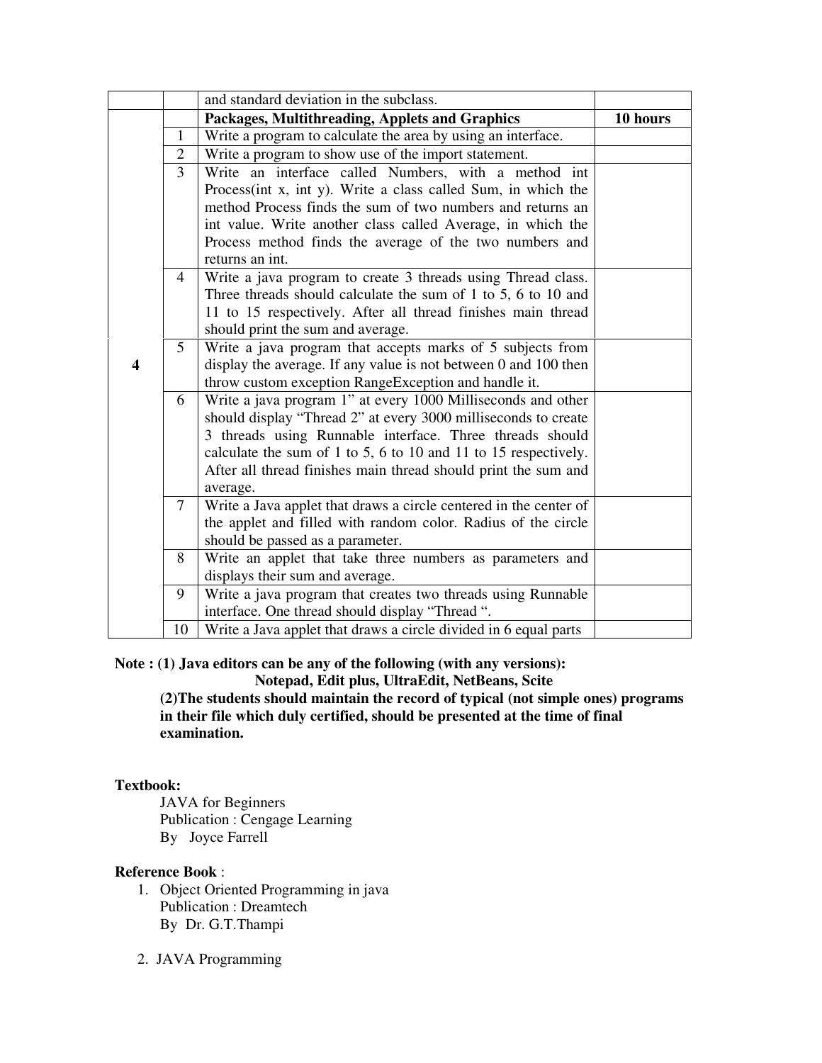| | | | |
|---|---|---|---|
| | | and standard deviation in the subclass. | |
| 4 | | **Packages, Multithreading, Applets and Graphics** | **10 hours** |
| | 1 | Write a program to calculate the area by using an interface. | |
| | 2 | Write a program to show use of the import statement. | |
| | 3 | Write an interface called Numbers, with a method int Process(int x, int y). Write a class called Sum, in which the method Process finds the sum of two numbers and returns an int value. Write another class called Average, in which the Process method finds the average of the two numbers and returns an int. | |
| | 4 | Write a java program to create 3 threads using Thread class. Three threads should calculate the sum of 1 to 5, 6 to 10 and 11 to 15 respectively. After all thread finishes main thread should print the sum and average. | |
| | 5 | Write a java program that accepts marks of 5 subjects from display the average. If any value is not between 0 and 100 then throw custom exception RangeException and handle it. | |
| | 6 | Write a java program 1" at every 1000 Milliseconds and other should display "Thread 2" at every 3000 milliseconds to create 3 threads using Runnable interface. Three threads should calculate the sum of 1 to 5, 6 to 10 and 11 to 15 respectively. After all thread finishes main thread should print the sum and average. | |
| | 7 | Write a Java applet that draws a circle centered in the center of the applet and filled with random color. Radius of the circle should be passed as a parameter. | |
| | 8 | Write an applet that take three numbers as parameters and displays their sum and average. | |
| | 9 | Write a java program that creates two threads using Runnable interface. One thread should display "Thread ". | |
| | 10 | Write a Java applet that draws a circle divided in 6 equal parts | |

**Note : (1) Java editors can be any of the following (with any versions):**
**Notepad, Edit plus, UltraEdit, NetBeans, Scite**
**(2)The students should maintain the record of typical (not simple ones) programs in their file which duly certified, should be presented at the time of final examination.**

**Textbook:**

JAVA for Beginners
Publication : Cengage Learning
By Joyce Farrell

**Reference Book** :

1. Object Oriented Programming in java
   Publication : Dreamtech
   By Dr. G.T.Thampi

2. JAVA Programming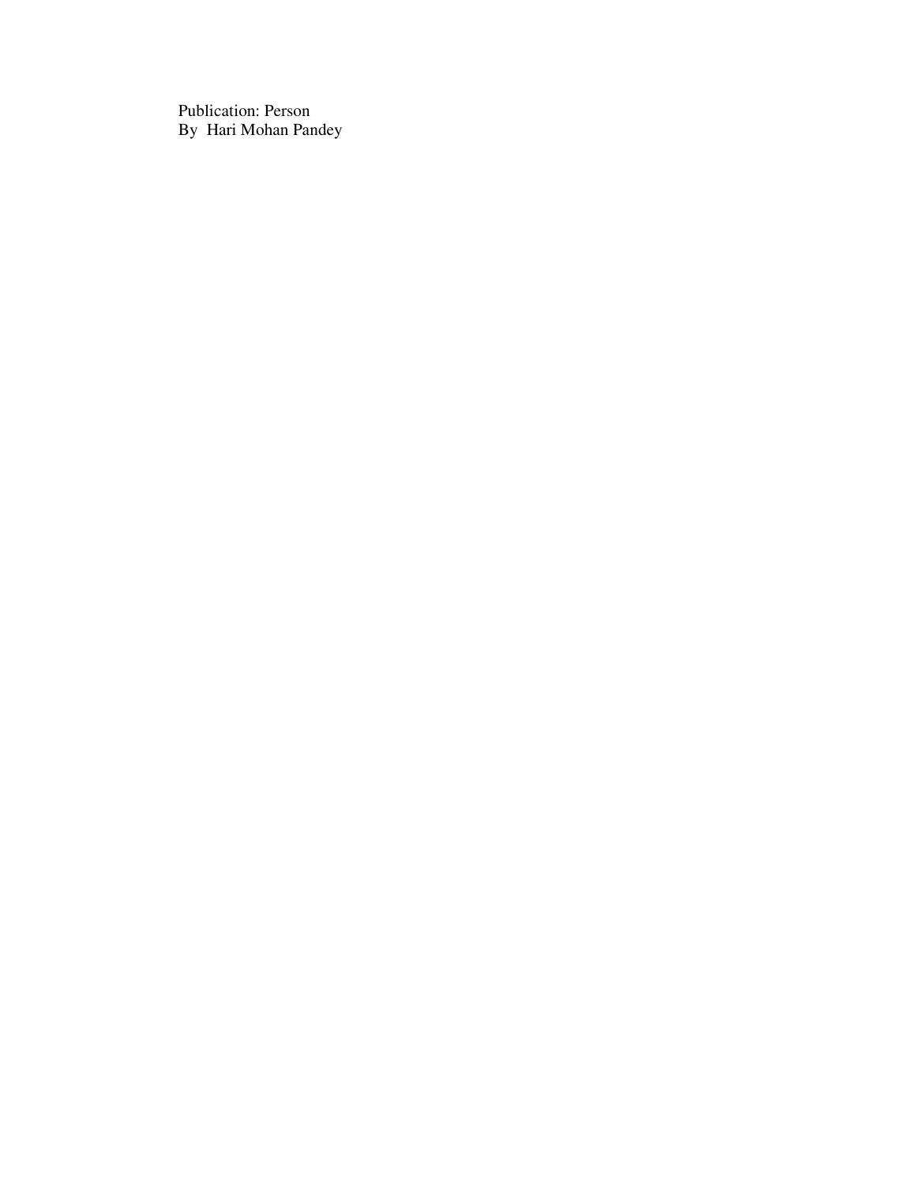Publication: Person
By Hari Mohan Pandey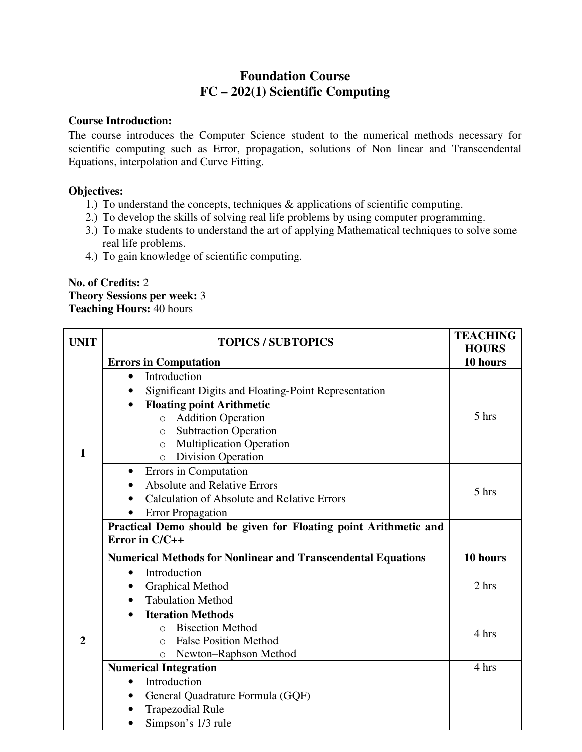# Foundation Course

## FC – 202(1) Scientific Computing

**Course Introduction:**

The course introduces the Computer Science student to the numerical methods necessary for scientific computing such as Error, propagation, solutions of Non linear and Transcendental Equations, interpolation and Curve Fitting.

**Objectives:**

1.) To understand the concepts, techniques & applications of scientific computing.
2.) To develop the skills of solving real life problems by using computer programming.
3.) To make students to understand the art of applying Mathematical techniques to solve some real life problems.
4.) To gain knowledge of scientific computing.

**No. of Credits:** 2
**Theory Sessions per week:** 3
**Teaching Hours:** 40 hours

| UNIT | TOPICS / SUBTOPICS | TEACHING HOURS |
|---|---|---|
| 1 | **Errors in Computation** | **10 hours** |
| | • Introduction<br>• Significant Digits and Floating-Point Representation<br>• **Floating point Arithmetic**<br>  o Addition Operation<br>  o Subtraction Operation<br>  o Multiplication Operation<br>  o Division Operation | 5 hrs |
| | • Errors in Computation<br>• Absolute and Relative Errors<br>• Calculation of Absolute and Relative Errors<br>• Error Propagation | 5 hrs |
| | **Practical Demo should be given for Floating point Arithmetic and Error in C/C++** | |
| 2 | **Numerical Methods for Nonlinear and Transcendental Equations** | **10 hours** |
| | • Introduction<br>• Graphical Method<br>• Tabulation Method | 2 hrs |
| | • **Iteration Methods**<br>  o Bisection Method<br>  o False Position Method<br>  o Newton–Raphson Method | 4 hrs |
| | **Numerical Integration** | 4 hrs |
| | • Introduction<br>• General Quadrature Formula (GQF)<br>• Trapezodial Rule<br>• Simpson's 1/3 rule | |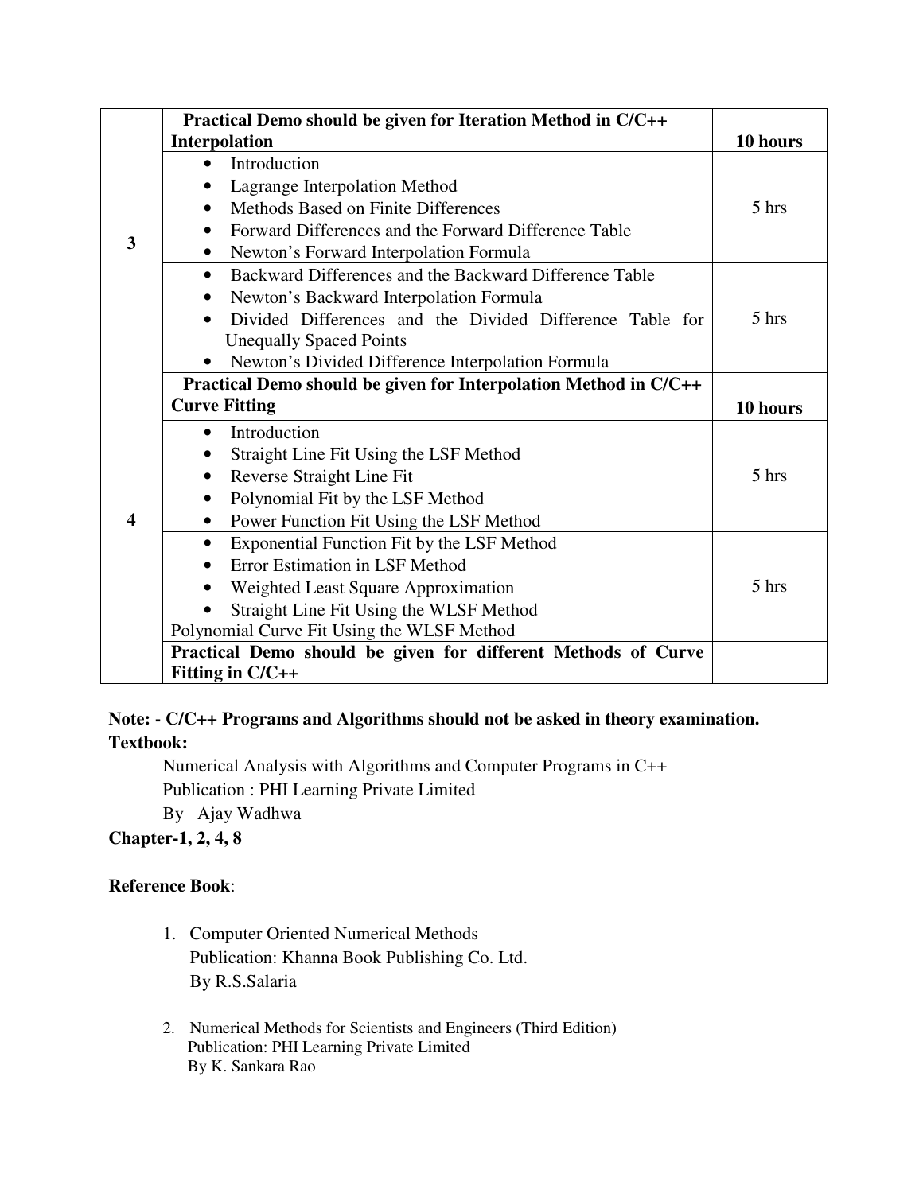| | | |
|---|---|---|
| | **Practical Demo should be given for Iteration Method in C/C++** | |
| 3 | **Interpolation** | **10 hours** |
| | • Introduction<br>• Lagrange Interpolation Method<br>• Methods Based on Finite Differences<br>• Forward Differences and the Forward Difference Table<br>• Newton's Forward Interpolation Formula | 5 hrs |
| | • Backward Differences and the Backward Difference Table<br>• Newton's Backward Interpolation Formula<br>• Divided Differences and the Divided Difference Table for Unequally Spaced Points<br>• Newton's Divided Difference Interpolation Formula | 5 hrs |
| | **Practical Demo should be given for Interpolation Method in C/C++** | |
| 4 | **Curve Fitting** | **10 hours** |
| | • Introduction<br>• Straight Line Fit Using the LSF Method<br>• Reverse Straight Line Fit<br>• Polynomial Fit by the LSF Method<br>• Power Function Fit Using the LSF Method | 5 hrs |
| | • Exponential Function Fit by the LSF Method<br>• Error Estimation in LSF Method<br>• Weighted Least Square Approximation<br>• Straight Line Fit Using the WLSF Method<br>Polynomial Curve Fit Using the WLSF Method | 5 hrs |
| | **Practical Demo should be given for different Methods of Curve Fitting in C/C++** | |

**Note: - C/C++ Programs and Algorithms should not be asked in theory examination.**

**Textbook:**

Numerical Analysis with Algorithms and Computer Programs in C++
Publication : PHI Learning Private Limited
By Ajay Wadhwa

**Chapter-1, 2, 4, 8**

**Reference Book**:

1. Computer Oriented Numerical Methods
   Publication: Khanna Book Publishing Co. Ltd.
   By R.S.Salaria

2. Numerical Methods for Scientists and Engineers (Third Edition)
   Publication: PHI Learning Private Limited
   By K. Sankara Rao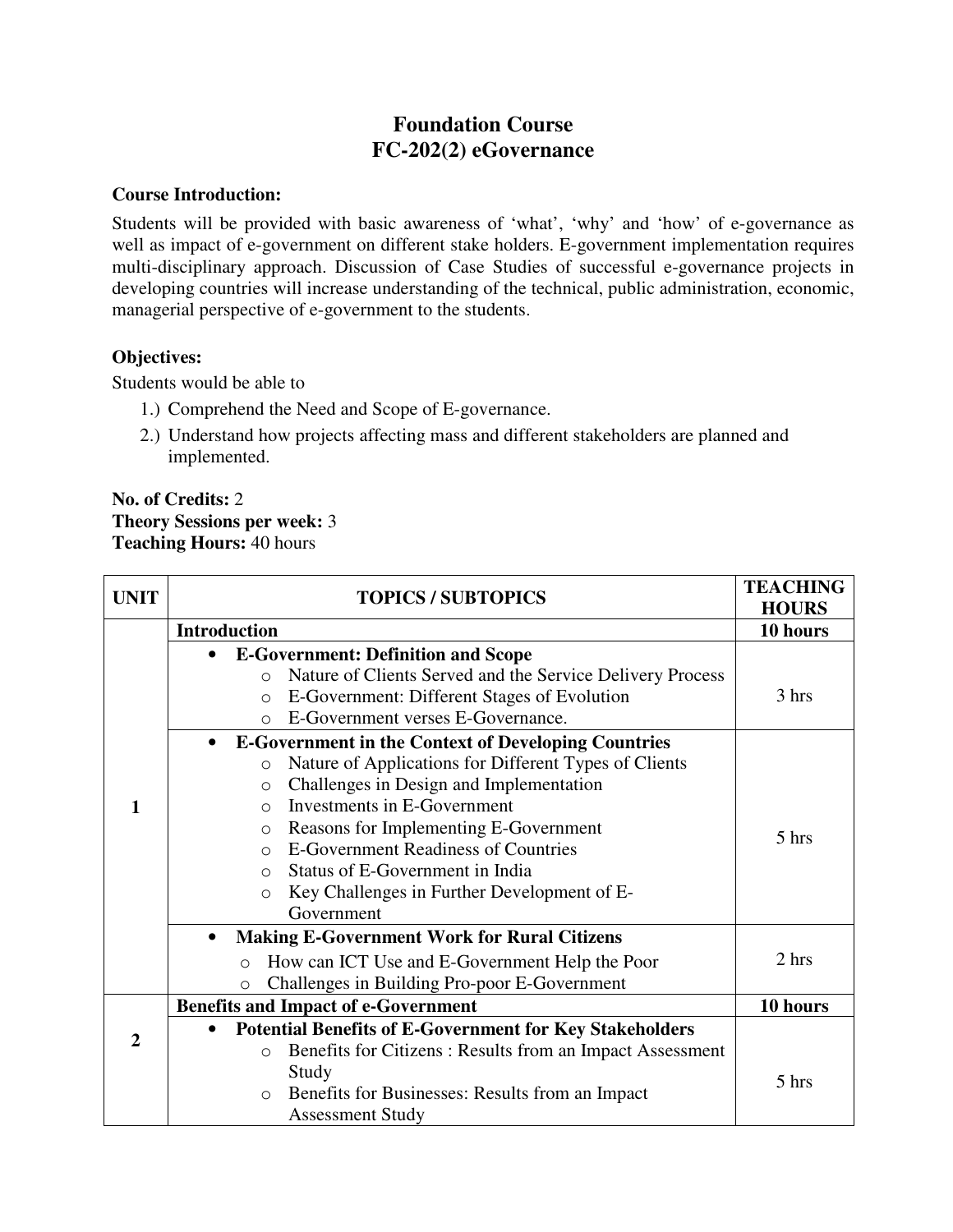# Foundation Course
# FC-202(2) eGovernance

**Course Introduction:**

Students will be provided with basic awareness of 'what', 'why' and 'how' of e-governance as well as impact of e-government on different stake holders. E-government implementation requires multi-disciplinary approach. Discussion of Case Studies of successful e-governance projects in developing countries will increase understanding of the technical, public administration, economic, managerial perspective of e-government to the students.

**Objectives:**

Students would be able to

1.) Comprehend the Need and Scope of E-governance.
2.) Understand how projects affecting mass and different stakeholders are planned and implemented.

**No. of Credits:** 2
**Theory Sessions per week:** 3
**Teaching Hours:** 40 hours

| UNIT | TOPICS / SUBTOPICS | TEACHING HOURS |
|---|---|---|
| 1 | **Introduction** | **10 hours** |
| | • **E-Government: Definition and Scope**<br>o Nature of Clients Served and the Service Delivery Process<br>o E-Government: Different Stages of Evolution<br>o E-Government verses E-Governance. | 3 hrs |
| | • **E-Government in the Context of Developing Countries**<br>o Nature of Applications for Different Types of Clients<br>o Challenges in Design and Implementation<br>o Investments in E-Government<br>o Reasons for Implementing E-Government<br>o E-Government Readiness of Countries<br>o Status of E-Government in India<br>o Key Challenges in Further Development of E-Government | 5 hrs |
| | • **Making E-Government Work for Rural Citizens**<br>o How can ICT Use and E-Government Help the Poor<br>o Challenges in Building Pro-poor E-Government | 2 hrs |
| 2 | **Benefits and Impact of e-Government** | **10 hours** |
| | • **Potential Benefits of E-Government for Key Stakeholders**<br>o Benefits for Citizens : Results from an Impact Assessment Study<br>o Benefits for Businesses: Results from an Impact Assessment Study | 5 hrs |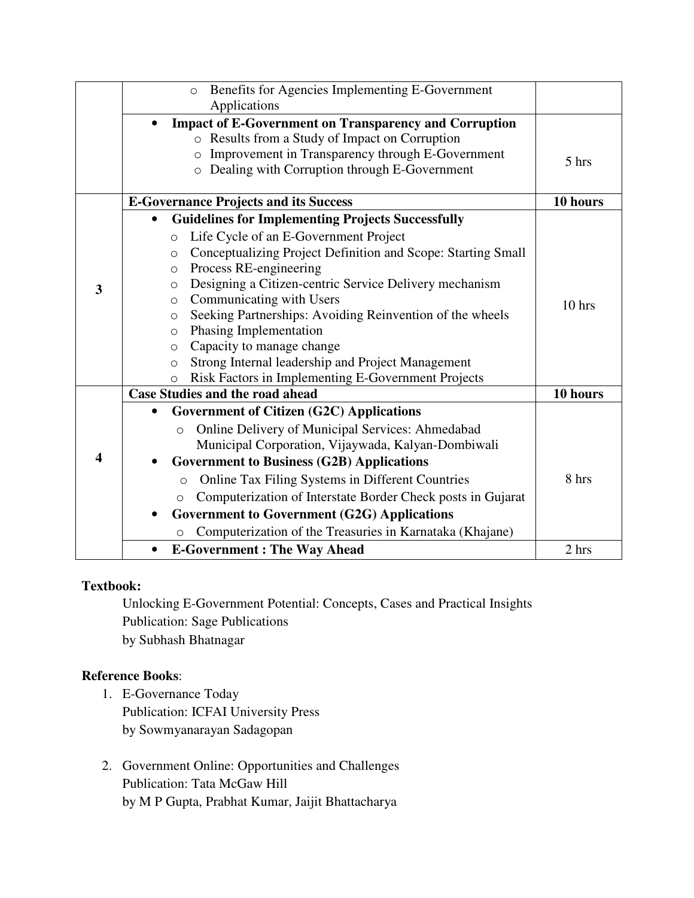| | | |
|---|---|---|
| | ○ Benefits for Agencies Implementing E-Government Applications | |
| | • **Impact of E-Government on Transparency and Corruption**<br>○ Results from a Study of Impact on Corruption<br>○ Improvement in Transparency through E-Government<br>○ Dealing with Corruption through E-Government | 5 hrs |
| **3** | **E-Governance Projects and its Success** | **10 hours** |
| | • **Guidelines for Implementing Projects Successfully**<br>○ Life Cycle of an E-Government Project<br>○ Conceptualizing Project Definition and Scope: Starting Small<br>○ Process RE-engineering<br>○ Designing a Citizen-centric Service Delivery mechanism<br>○ Communicating with Users<br>○ Seeking Partnerships: Avoiding Reinvention of the wheels<br>○ Phasing Implementation<br>○ Capacity to manage change<br>○ Strong Internal leadership and Project Management<br>○ Risk Factors in Implementing E-Government Projects | 10 hrs |
| **4** | **Case Studies and the road ahead** | **10 hours** |
| | • **Government of Citizen (G2C) Applications**<br>○ Online Delivery of Municipal Services: Ahmedabad Municipal Corporation, Vijaywada, Kalyan-Dombiwali<br>• **Government to Business (G2B) Applications**<br>○ Online Tax Filing Systems in Different Countries<br>○ Computerization of Interstate Border Check posts in Gujarat<br>• **Government to Government (G2G) Applications**<br>○ Computerization of the Treasuries in Karnataka (Khajane) | 8 hrs |
| | • **E-Government : The Way Ahead** | 2 hrs |

**Textbook:**

Unlocking E-Government Potential: Concepts, Cases and Practical Insights
Publication: Sage Publications
by Subhash Bhatnagar

**Reference Books**:

1. E-Governance Today
   Publication: ICFAI University Press
   by Sowmyanarayan Sadagopan

2. Government Online: Opportunities and Challenges
   Publication: Tata McGaw Hill
   by M P Gupta, Prabhat Kumar, Jaijit Bhattacharya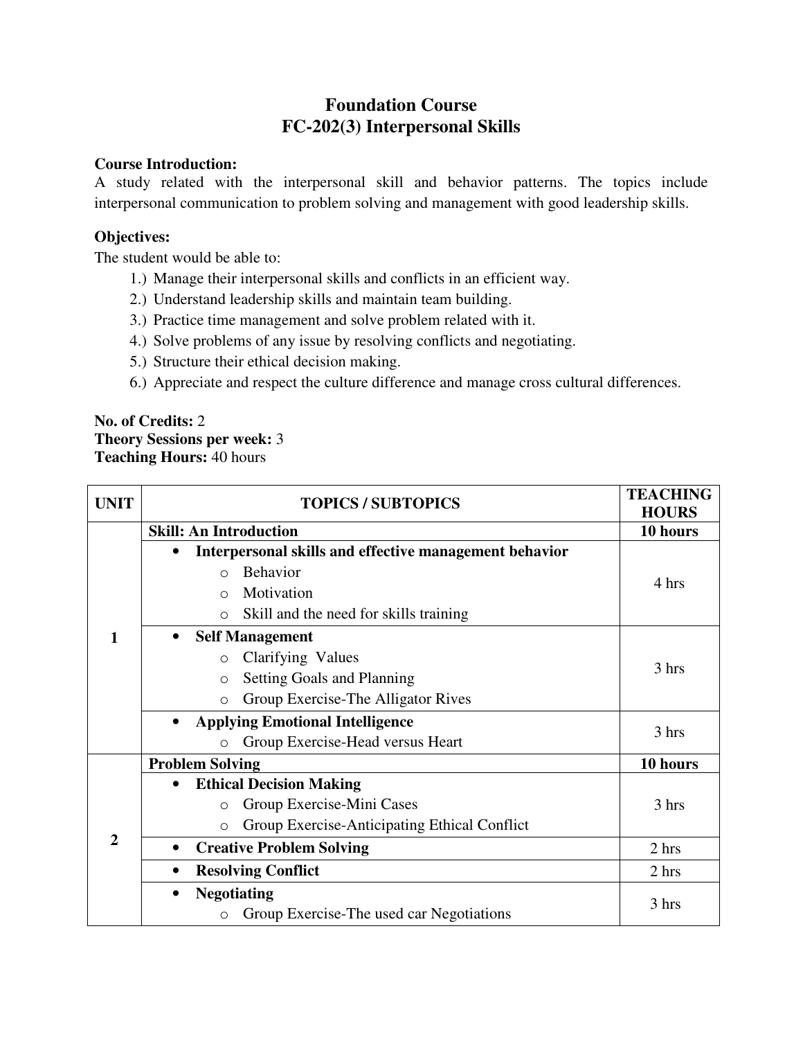# Foundation Course
# FC-202(3) Interpersonal Skills

**Course Introduction:**
A study related with the interpersonal skill and behavior patterns. The topics include interpersonal communication to problem solving and management with good leadership skills.

**Objectives:**
The student would be able to:

1.) Manage their interpersonal skills and conflicts in an efficient way.
2.) Understand leadership skills and maintain team building.
3.) Practice time management and solve problem related with it.
4.) Solve problems of any issue by resolving conflicts and negotiating.
5.) Structure their ethical decision making.
6.) Appreciate and respect the culture difference and manage cross cultural differences.

**No. of Credits:** 2
**Theory Sessions per week:** 3
**Teaching Hours:** 40 hours

| UNIT | TOPICS / SUBTOPICS | TEACHING HOURS |
|---|---|---|
| 1 | **Skill: An Introduction** | **10 hours** |
| | • **Interpersonal skills and effective management behavior**<br>○ Behavior<br>○ Motivation<br>○ Skill and the need for skills training | 4 hrs |
| | • **Self Management**<br>○ Clarifying Values<br>○ Setting Goals and Planning<br>○ Group Exercise-The Alligator Rives | 3 hrs |
| | • **Applying Emotional Intelligence**<br>○ Group Exercise-Head versus Heart | 3 hrs |
| 2 | **Problem Solving** | **10 hours** |
| | • **Ethical Decision Making**<br>○ Group Exercise-Mini Cases<br>○ Group Exercise-Anticipating Ethical Conflict | 3 hrs |
| | • **Creative Problem Solving** | 2 hrs |
| | • **Resolving Conflict** | 2 hrs |
| | • **Negotiating**<br>○ Group Exercise-The used car Negotiations | 3 hrs |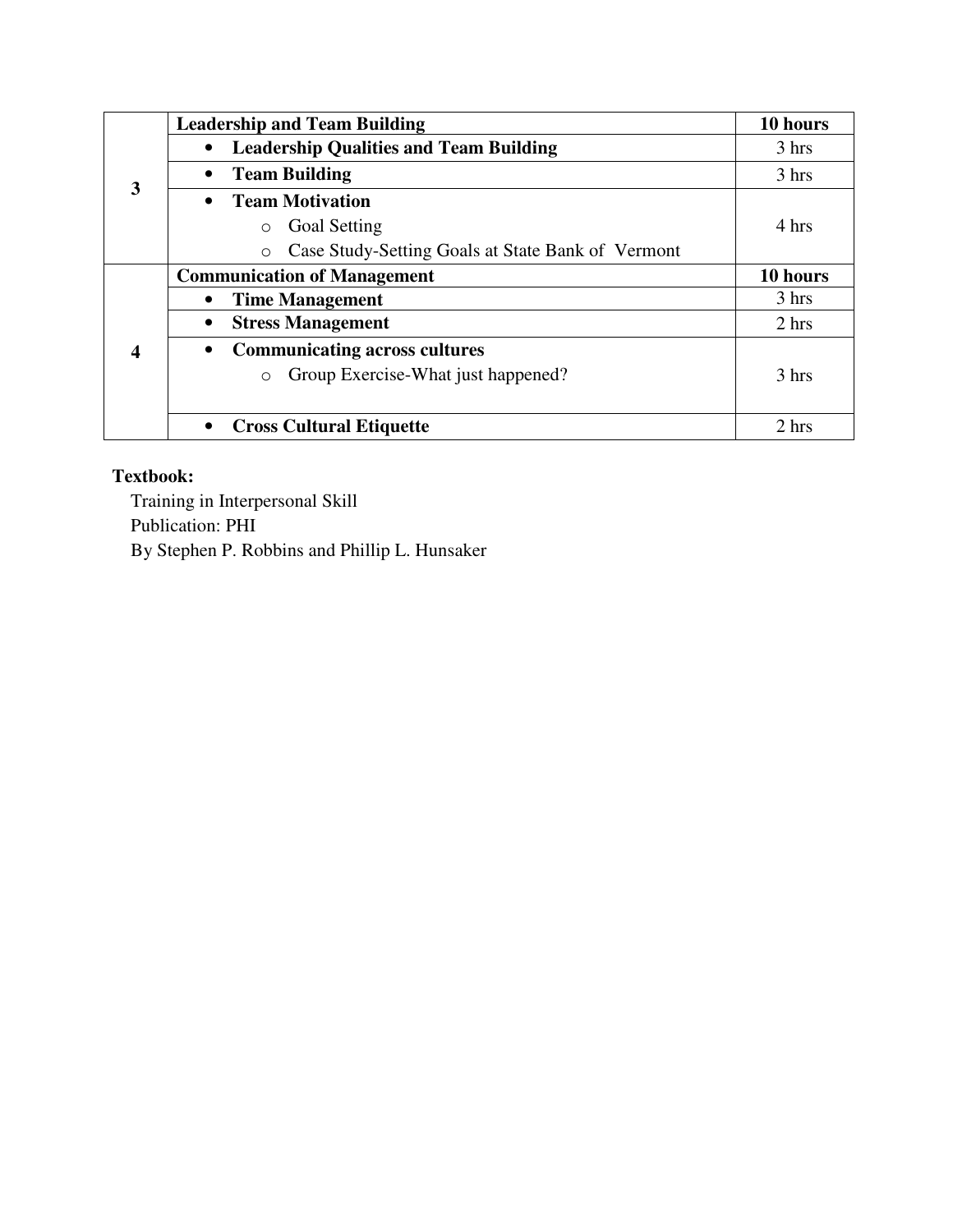| | | |
|---|---|---|
| 3 | **Leadership and Team Building** | **10 hours** |
| | • **Leadership Qualities and Team Building** | 3 hrs |
| | • **Team Building** | 3 hrs |
| | • **Team Motivation**<br>o Goal Setting<br>o Case Study-Setting Goals at State Bank of Vermont | 4 hrs |
| 4 | **Communication of Management** | **10 hours** |
| | • **Time Management** | 3 hrs |
| | • **Stress Management** | 2 hrs |
| | • **Communicating across cultures**<br>o Group Exercise-What just happened? | 3 hrs |
| | • **Cross Cultural Etiquette** | 2 hrs |

**Textbook:**

Training in Interpersonal Skill
Publication: PHI
By Stephen P. Robbins and Phillip L. Hunsaker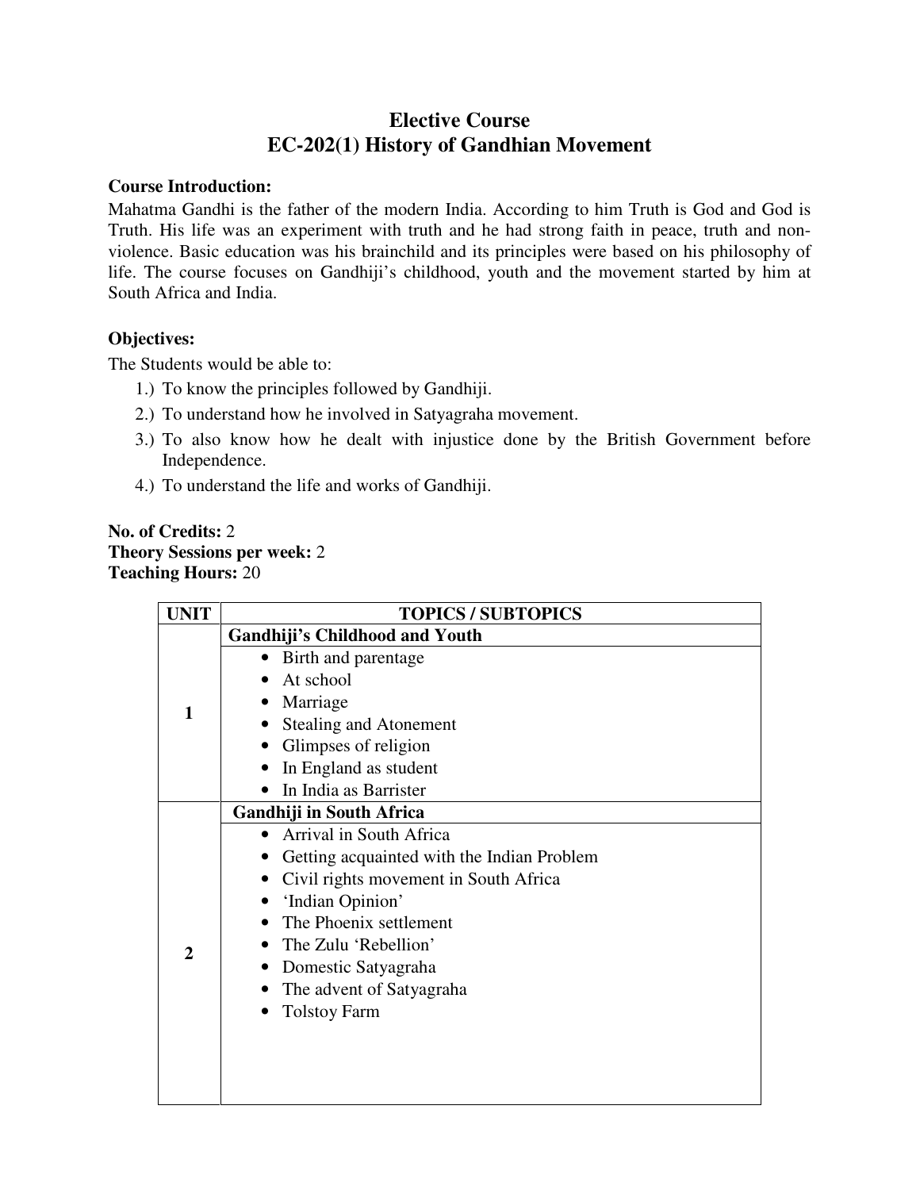# Elective Course

## EC-202(1) History of Gandhian Movement

**Course Introduction:**

Mahatma Gandhi is the father of the modern India. According to him Truth is God and God is Truth. His life was an experiment with truth and he had strong faith in peace, truth and non-violence. Basic education was his brainchild and its principles were based on his philosophy of life. The course focuses on Gandhiji's childhood, youth and the movement started by him at South Africa and India.

**Objectives:**

The Students would be able to:

1.) To know the principles followed by Gandhiji.
2.) To understand how he involved in Satyagraha movement.
3.) To also know how he dealt with injustice done by the British Government before Independence.
4.) To understand the life and works of Gandhiji.

**No. of Credits:** 2
**Theory Sessions per week:** 2
**Teaching Hours:** 20

| UNIT | TOPICS / SUBTOPICS |
|---|---|
| 1 | **Gandhiji's Childhood and Youth** |
| | • Birth and parentage<br>• At school<br>• Marriage<br>• Stealing and Atonement<br>• Glimpses of religion<br>• In England as student<br>• In India as Barrister |
| 2 | **Gandhiji in South Africa** |
| | • Arrival in South Africa<br>• Getting acquainted with the Indian Problem<br>• Civil rights movement in South Africa<br>• 'Indian Opinion'<br>• The Phoenix settlement<br>• The Zulu 'Rebellion'<br>• Domestic Satyagraha<br>• The advent of Satyagraha<br>• Tolstoy Farm |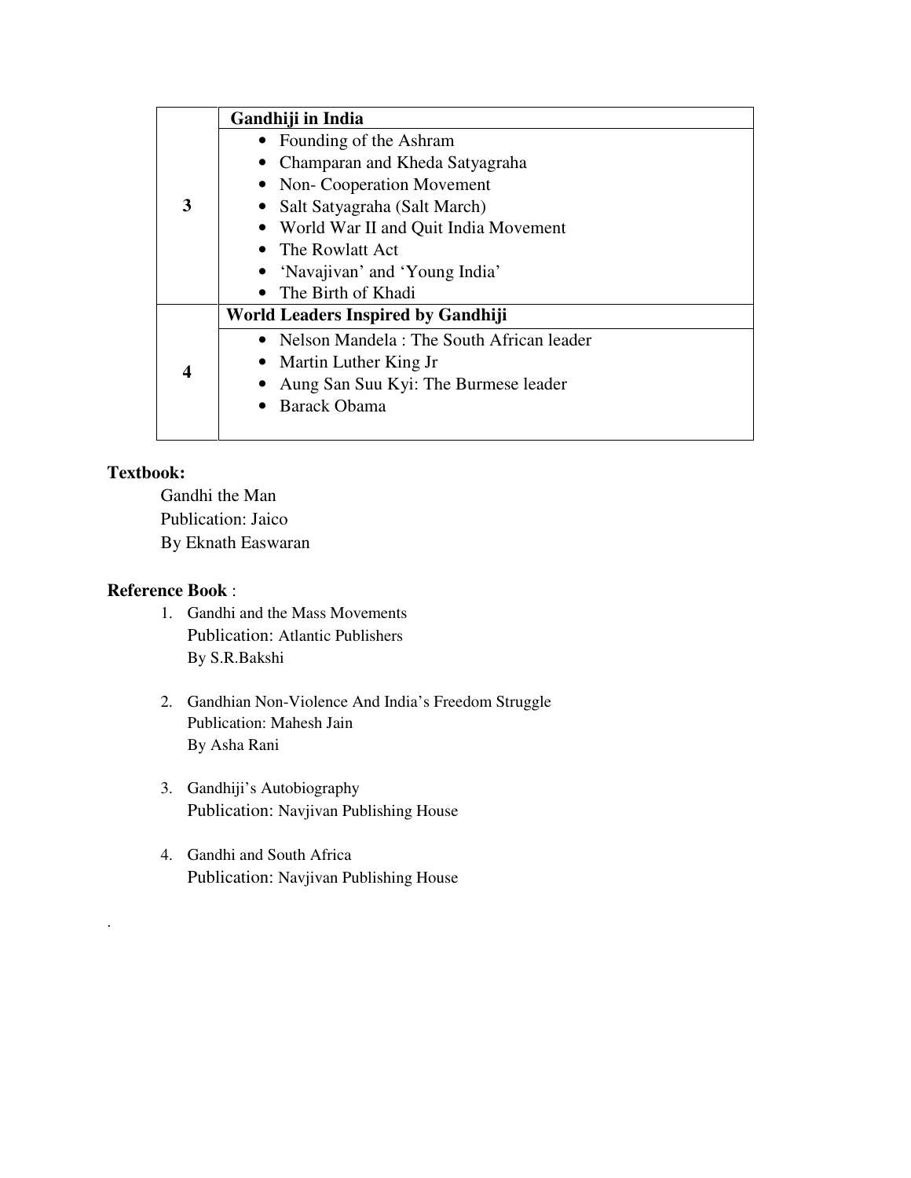| | |
|---|---|
| **3** | **Gandhiji in India** |
| | • Founding of the Ashram<br>• Champaran and Kheda Satyagraha<br>• Non- Cooperation Movement<br>• Salt Satyagraha (Salt March)<br>• World War II and Quit India Movement<br>• The Rowlatt Act<br>• 'Navajivan' and 'Young India'<br>• The Birth of Khadi |
| **4** | **World Leaders Inspired by Gandhiji** |
| | • Nelson Mandela : The South African leader<br>• Martin Luther King Jr<br>• Aung San Suu Kyi: The Burmese leader<br>• Barack Obama |

**Textbook:**

Gandhi the Man
Publication: Jaico
By Eknath Easwaran

**Reference Book** :

1. Gandhi and the Mass Movements
   Publication: Atlantic Publishers
   By S.R.Bakshi

2. Gandhian Non-Violence And India's Freedom Struggle
   Publication: Mahesh Jain
   By Asha Rani

3. Gandhiji's Autobiography
   Publication: Navjivan Publishing House

4. Gandhi and South Africa
   Publication: Navjivan Publishing House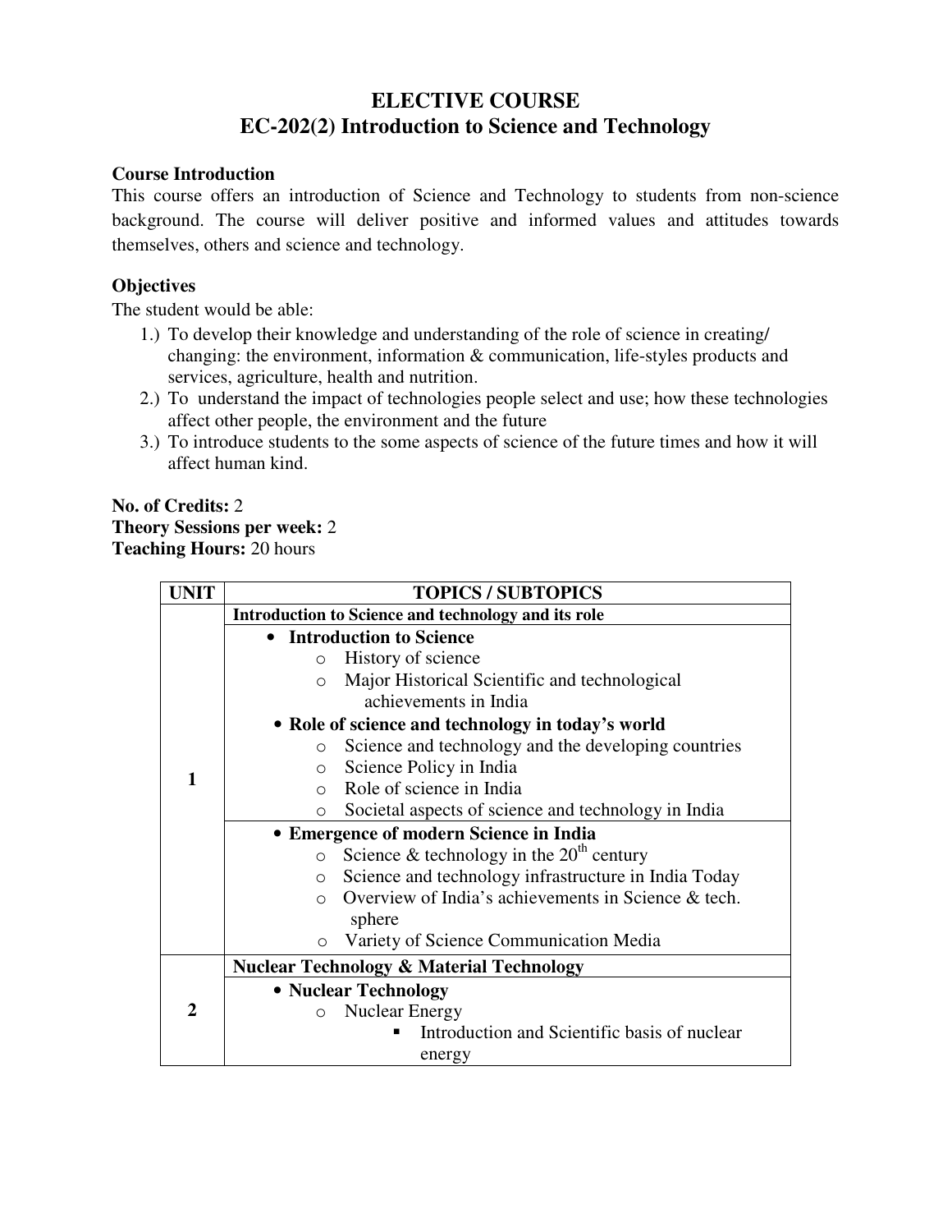# ELECTIVE COURSE
# EC-202(2) Introduction to Science and Technology

**Course Introduction**

This course offers an introduction of Science and Technology to students from non-science background. The course will deliver positive and informed values and attitudes towards themselves, others and science and technology.

**Objectives**

The student would be able:

1.) To develop their knowledge and understanding of the role of science in creating/ changing: the environment, information & communication, life-styles products and services, agriculture, health and nutrition.
2.) To understand the impact of technologies people select and use; how these technologies affect other people, the environment and the future
3.) To introduce students to the some aspects of science of the future times and how it will affect human kind.

**No. of Credits:** 2
**Theory Sessions per week:** 2
**Teaching Hours:** 20 hours

| UNIT | TOPICS / SUBTOPICS |
|---|---|
| 1 | **Introduction to Science and technology and its role** |
| | • **Introduction to Science**<br>o History of science<br>o Major Historical Scientific and technological achievements in India<br>• **Role of science and technology in today's world**<br>o Science and technology and the developing countries<br>o Science Policy in India<br>o Role of science in India<br>o Societal aspects of science and technology in India |
| | • **Emergence of modern Science in India**<br>o Science & technology in the 20th century<br>o Science and technology infrastructure in India Today<br>o Overview of India's achievements in Science & tech. sphere<br>o Variety of Science Communication Media |
| 2 | **Nuclear Technology & Material Technology** |
| | • **Nuclear Technology**<br>o Nuclear Energy<br>▪ Introduction and Scientific basis of nuclear energy |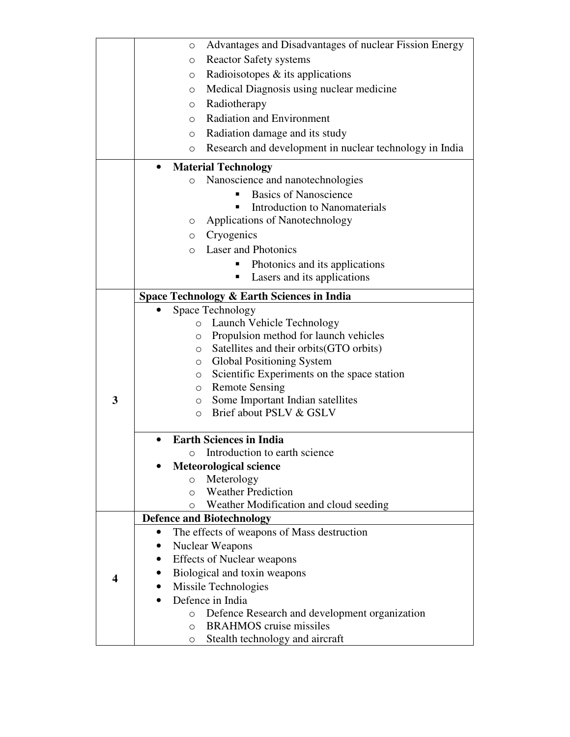| | |
|---|---|
| | ○ Advantages and Disadvantages of nuclear Fission Energy<br>○ Reactor Safety systems<br>○ Radioisotopes & its applications<br>○ Medical Diagnosis using nuclear medicine<br>○ Radiotherapy<br>○ Radiation and Environment<br>○ Radiation damage and its study<br>○ Research and development in nuclear technology in India |
| | • **Material Technology**<br>○ Nanoscience and nanotechnologies<br>▪ Basics of Nanoscience<br>▪ Introduction to Nanomaterials<br>○ Applications of Nanotechnology<br>○ Cryogenics<br>○ Laser and Photonics<br>▪ Photonics and its applications<br>▪ Lasers and its applications |
| **3** | **Space Technology & Earth Sciences in India** |
| | • Space Technology<br>○ Launch Vehicle Technology<br>○ Propulsion method for launch vehicles<br>○ Satellites and their orbits(GTO orbits)<br>○ Global Positioning System<br>○ Scientific Experiments on the space station<br>○ Remote Sensing<br>○ Some Important Indian satellites<br>○ Brief about PSLV & GSLV |
| | • **Earth Sciences in India**<br>○ Introduction to earth science<br>• **Meteorological science**<br>○ Meterology<br>○ Weather Prediction<br>○ Weather Modification and cloud seeding |
| **4** | **Defence and Biotechnology** |
| | • The effects of weapons of Mass destruction<br>• Nuclear Weapons<br>• Effects of Nuclear weapons<br>• Biological and toxin weapons<br>• Missile Technologies<br>• Defence in India<br>○ Defence Research and development organization<br>○ BRAHMOS cruise missiles<br>○ Stealth technology and aircraft |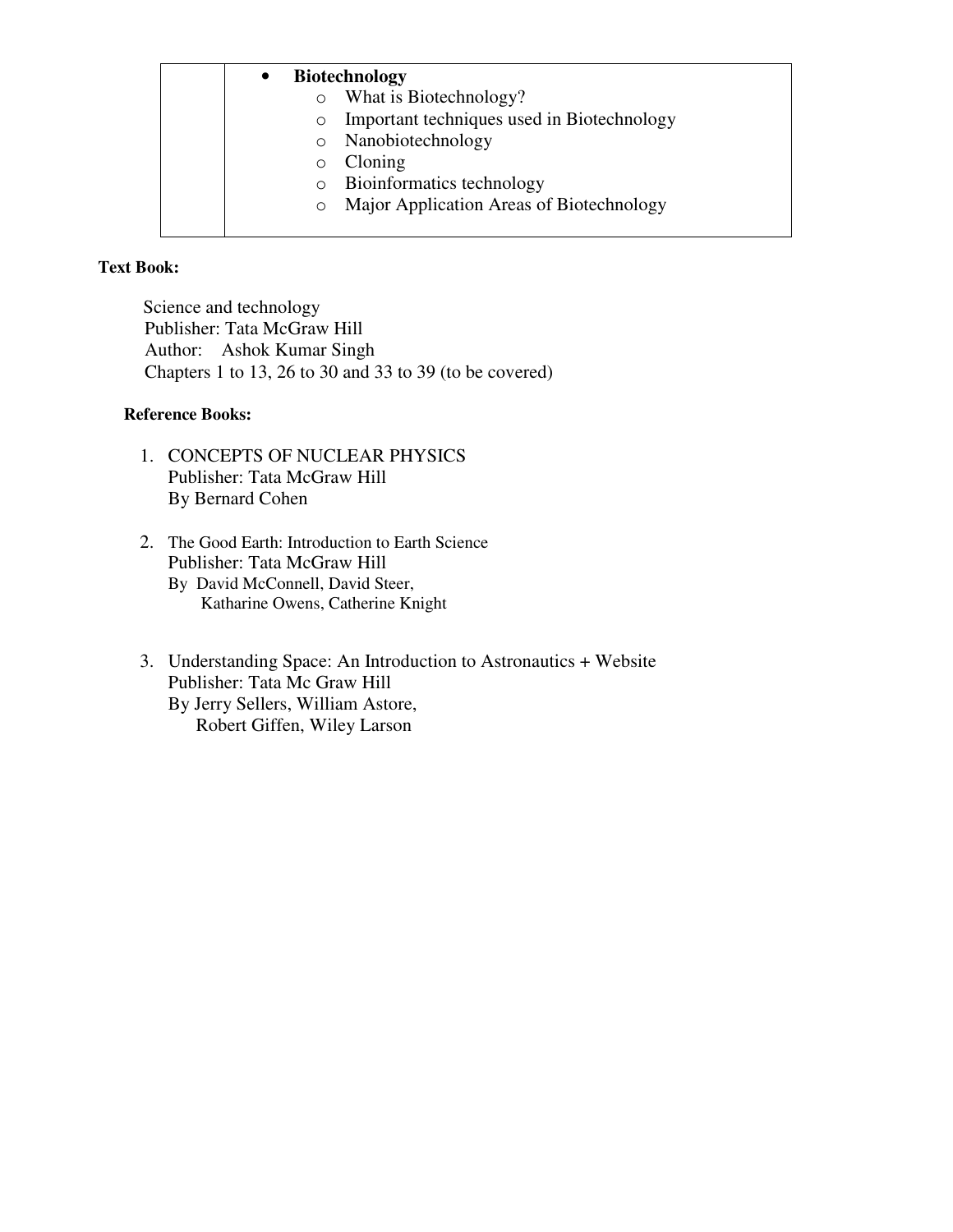|  | - **Biotechnology**<br>  - What is Biotechnology?<br>  - Important techniques used in Biotechnology<br>  - Nanobiotechnology<br>  - Cloning<br>  - Bioinformatics technology<br>  - Major Application Areas of Biotechnology |
| --- | --- |

**Text Book:**

Science and technology
Publisher: Tata McGraw Hill
Author: Ashok Kumar Singh
Chapters 1 to 13, 26 to 30 and 33 to 39 (to be covered)

**Reference Books:**

1. CONCEPTS OF NUCLEAR PHYSICS
   Publisher: Tata McGraw Hill
   By Bernard Cohen

2. The Good Earth: Introduction to Earth Science
   Publisher: Tata McGraw Hill
   By David McConnell, David Steer,
   Katharine Owens, Catherine Knight

3. Understanding Space: An Introduction to Astronautics + Website
   Publisher: Tata Mc Graw Hill
   By Jerry Sellers, William Astore,
   Robert Giffen, Wiley Larson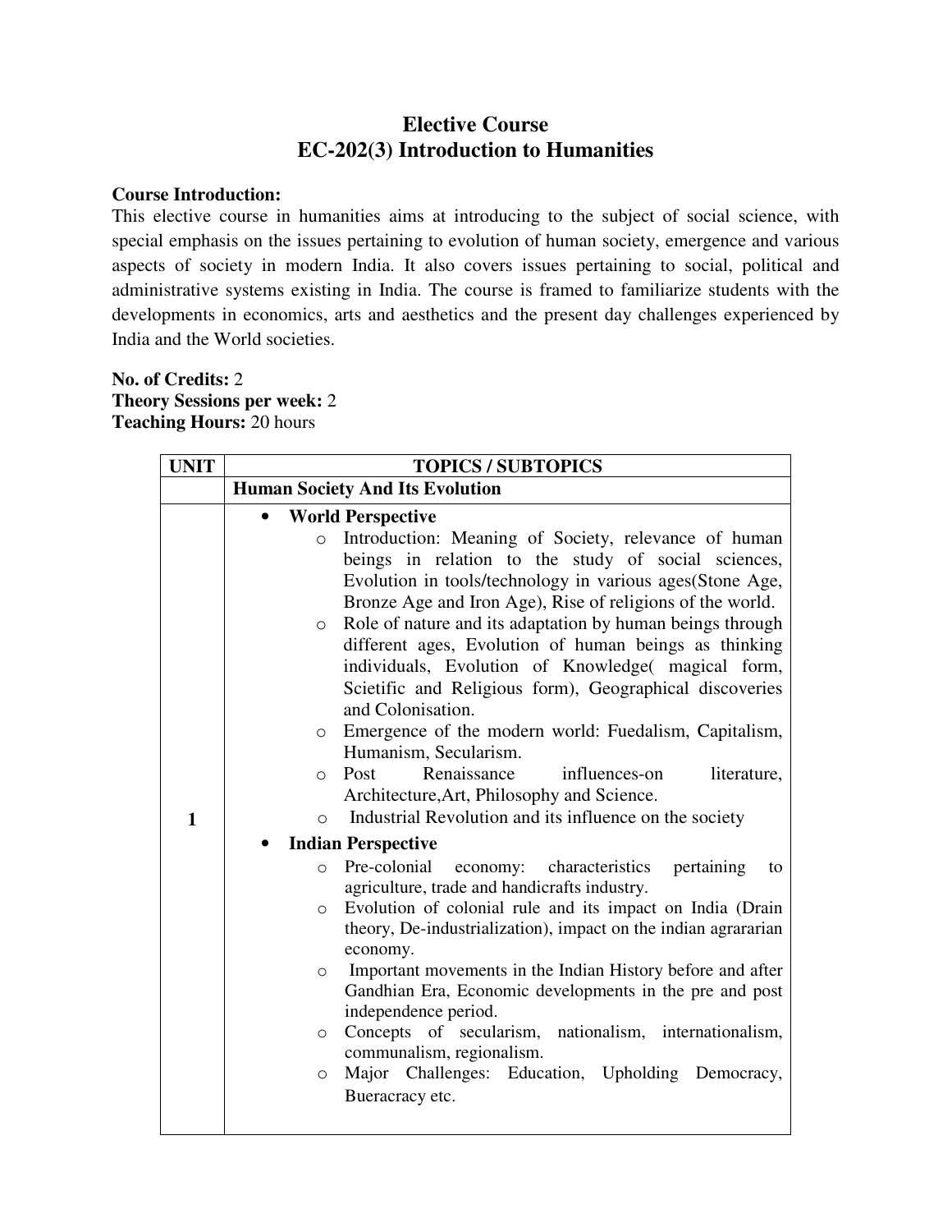# Elective Course

## EC-202(3) Introduction to Humanities

**Course Introduction:**

This elective course in humanities aims at introducing to the subject of social science, with special emphasis on the issues pertaining to evolution of human society, emergence and various aspects of society in modern India. It also covers issues pertaining to social, political and administrative systems existing in India. The course is framed to familiarize students with the developments in economics, arts and aesthetics and the present day challenges experienced by India and the World societies.

**No. of Credits:** 2
**Theory Sessions per week:** 2
**Teaching Hours:** 20 hours

| UNIT | TOPICS / SUBTOPICS |
|---|---|
| | **Human Society And Its Evolution** |
| 1 | • **World Perspective**<br>o Introduction: Meaning of Society, relevance of human beings in relation to the study of social sciences, Evolution in tools/technology in various ages(Stone Age, Bronze Age and Iron Age), Rise of religions of the world.<br>o Role of nature and its adaptation by human beings through different ages, Evolution of human beings as thinking individuals, Evolution of Knowledge( magical form, Scietific and Religious form), Geographical discoveries and Colonisation.<br>o Emergence of the modern world: Fuedalism, Capitalism, Humanism, Secularism.<br>o Post Renaissance influences-on literature, Architecture,Art, Philosophy and Science.<br>o Industrial Revolution and its influence on the society<br>• **Indian Perspective**<br>o Pre-colonial economy: characteristics pertaining to agriculture, trade and handicrafts industry.<br>o Evolution of colonial rule and its impact on India (Drain theory, De-industrialization), impact on the indian agrararian economy.<br>o Important movements in the Indian History before and after Gandhian Era, Economic developments in the pre and post independence period.<br>o Concepts of secularism, nationalism, internationalism, communalism, regionalism.<br>o Major Challenges: Education, Upholding Democracy, Bueracracy etc. |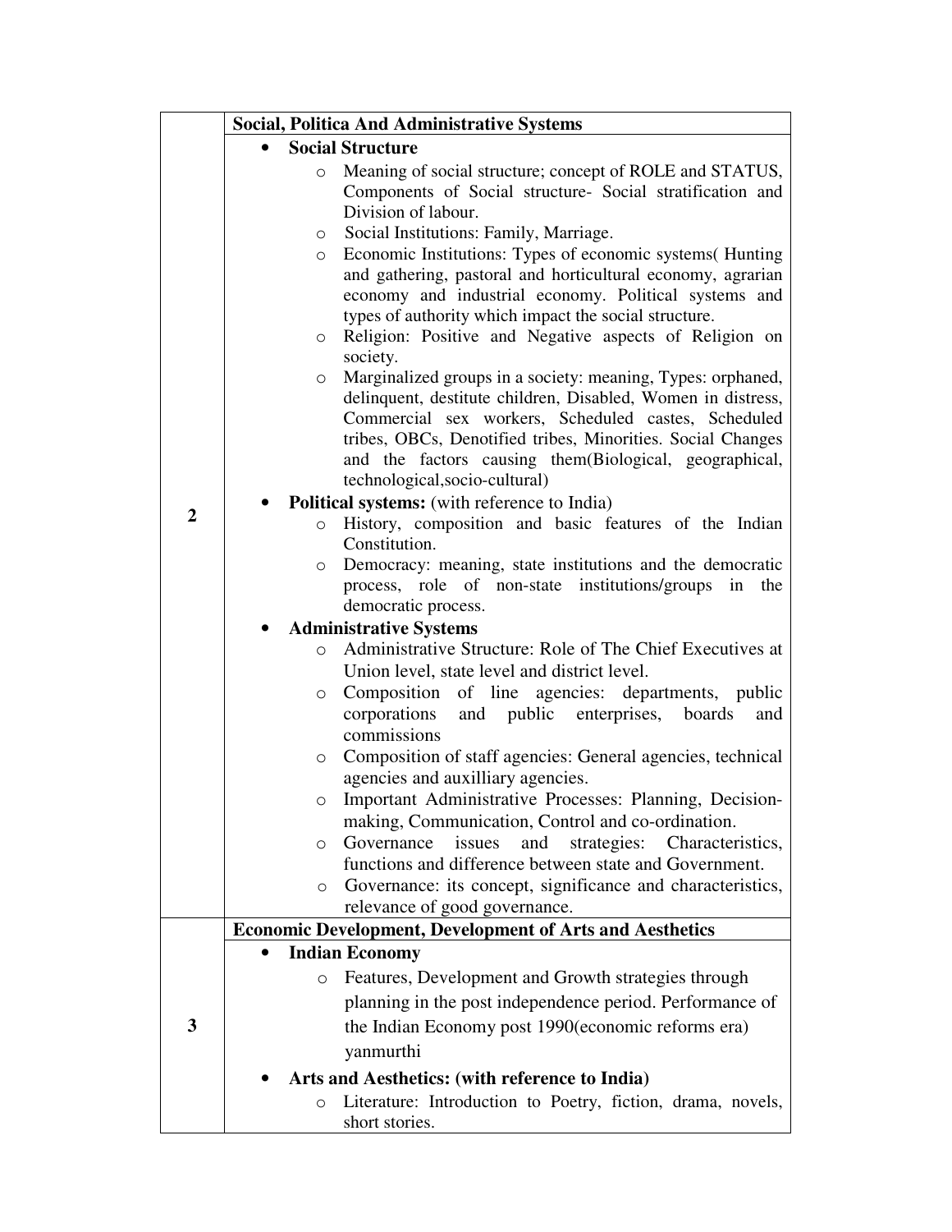| | Social, Politica And Administrative Systems |
|---|---|
| 2 | • **Social Structure**<br>  ○ Meaning of social structure; concept of ROLE and STATUS, Components of Social structure- Social stratification and Division of labour.<br>  ○ Social Institutions: Family, Marriage.<br>  ○ Economic Institutions: Types of economic systems( Hunting and gathering, pastoral and horticultural economy, agrarian economy and industrial economy. Political systems and types of authority which impact the social structure.<br>  ○ Religion: Positive and Negative aspects of Religion on society.<br>  ○ Marginalized groups in a society: meaning, Types: orphaned, delinquent, destitute children, Disabled, Women in distress, Commercial sex workers, Scheduled castes, Scheduled tribes, OBCs, Denotified tribes, Minorities. Social Changes and the factors causing them(Biological, geographical, technological,socio-cultural)<br>• **Political systems:** (with reference to India)<br>  ○ History, composition and basic features of the Indian Constitution.<br>  ○ Democracy: meaning, state institutions and the democratic process, role of non-state institutions/groups in the democratic process.<br>• **Administrative Systems**<br>  ○ Administrative Structure: Role of The Chief Executives at Union level, state level and district level.<br>  ○ Composition of line agencies: departments, public corporations and public enterprises, boards and commissions<br>  ○ Composition of staff agencies: General agencies, technical agencies and auxilliary agencies.<br>  ○ Important Administrative Processes: Planning, Decision-making, Communication, Control and co-ordination.<br>  ○ Governance issues and strategies: Characteristics, functions and difference between state and Government.<br>  ○ Governance: its concept, significance and characteristics, relevance of good governance. |
| | **Economic Development, Development of Arts and Aesthetics** |
| 3 | • **Indian Economy**<br>  ○ Features, Development and Growth strategies through planning in the post independence period. Performance of the Indian Economy post 1990(economic reforms era) yanmurthi<br>• **Arts and Aesthetics: (with reference to India)**<br>  ○ Literature: Introduction to Poetry, fiction, drama, novels, short stories. |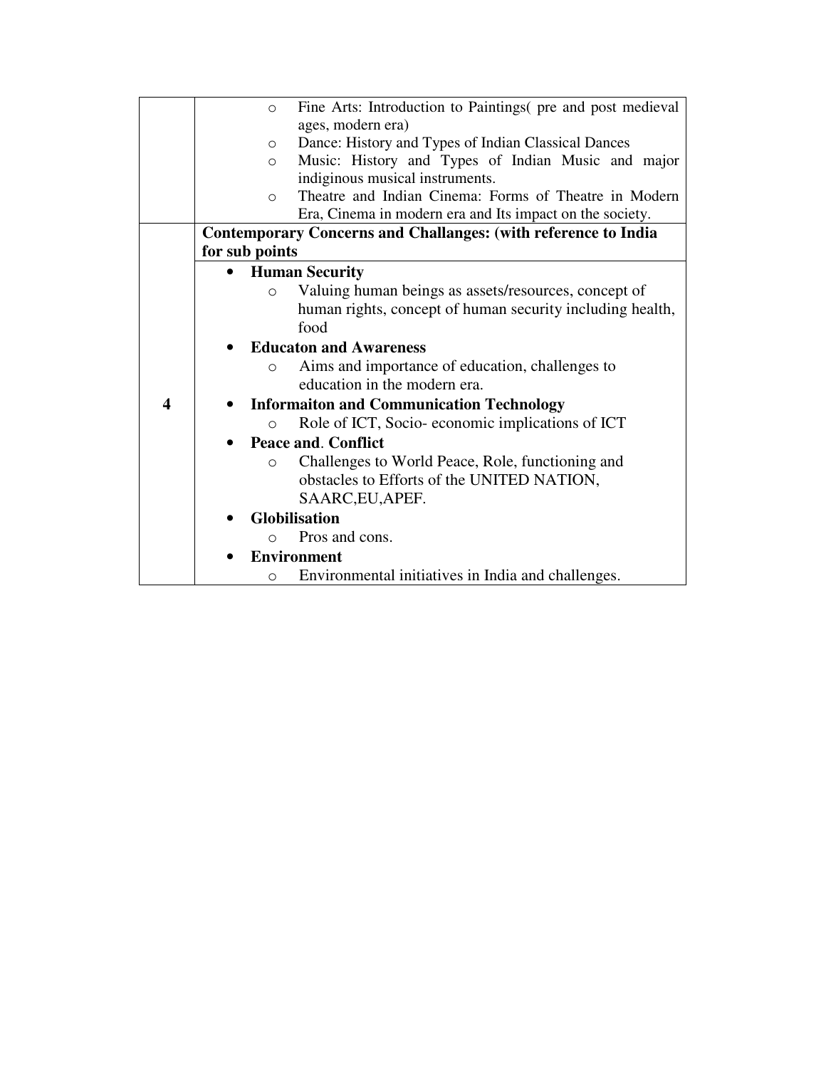| | |
|---|---|
| | ○ Fine Arts: Introduction to Paintings( pre and post medieval ages, modern era)<br>○ Dance: History and Types of Indian Classical Dances<br>○ Music: History and Types of Indian Music and major indiginous musical instruments.<br>○ Theatre and Indian Cinema: Forms of Theatre in Modern Era, Cinema in modern era and Its impact on the society. |
| **4** | **Contemporary Concerns and Challanges: (with reference to India for sub points** |
| | • **Human Security**<br>○ Valuing human beings as assets/resources, concept of human rights, concept of human security including health, food<br>• **Educaton and Awareness**<br>○ Aims and importance of education, challenges to education in the modern era.<br>• **Informaiton and Communication Technology**<br>○ Role of ICT, Socio- economic implications of ICT<br>• **Peace and**. **Conflict**<br>○ Challenges to World Peace, Role, functioning and obstacles to Efforts of the UNITED NATION, SAARC,EU,APEF.<br>• **Globilisation**<br>○ Pros and cons.<br>• **Environment**<br>○ Environmental initiatives in India and challenges. |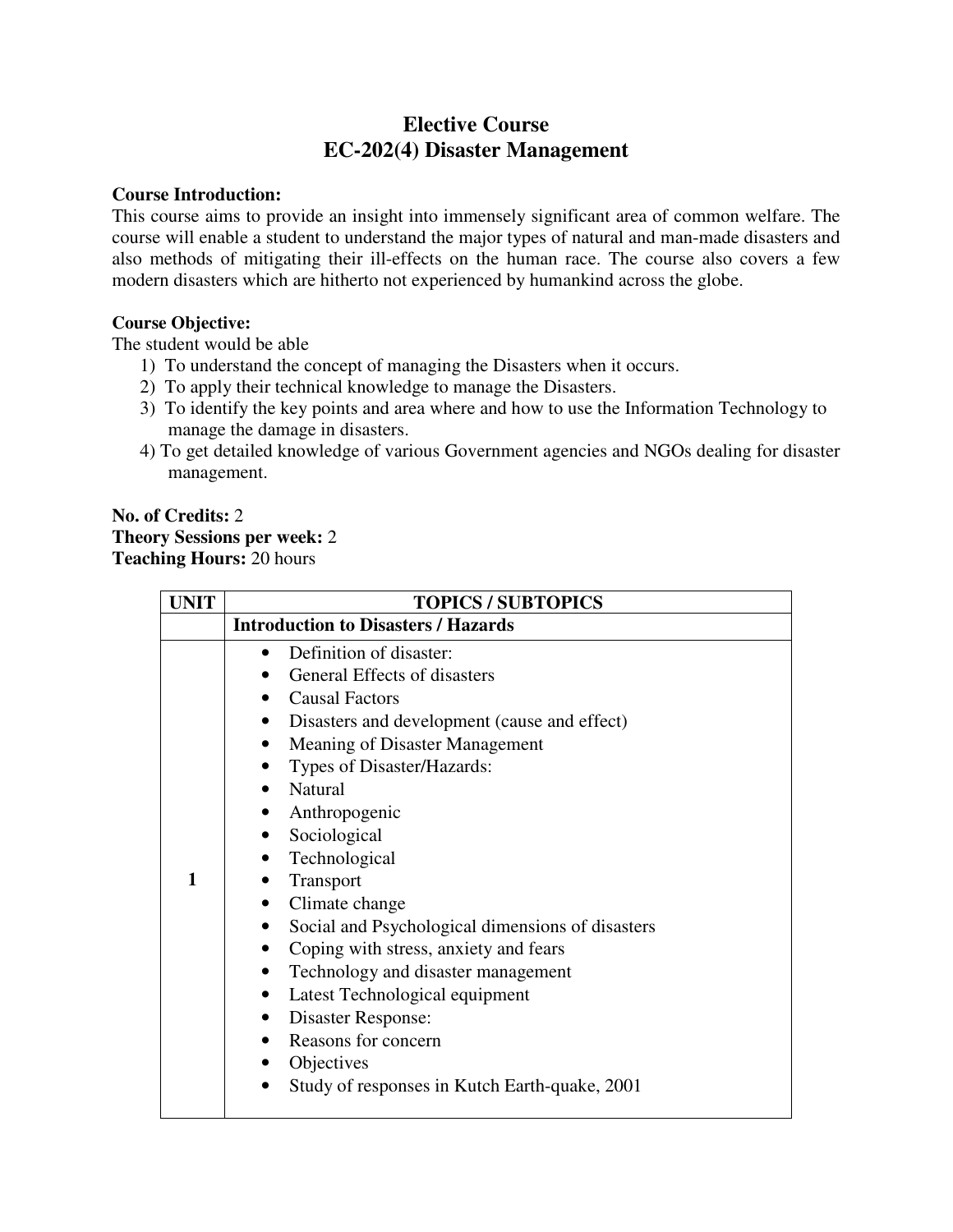# Elective Course
# EC-202(4) Disaster Management

**Course Introduction:**
This course aims to provide an insight into immensely significant area of common welfare. The course will enable a student to understand the major types of natural and man-made disasters and also methods of mitigating their ill-effects on the human race. The course also covers a few modern disasters which are hitherto not experienced by humankind across the globe.

**Course Objective:**
The student would be able

1) To understand the concept of managing the Disasters when it occurs.
2) To apply their technical knowledge to manage the Disasters.
3) To identify the key points and area where and how to use the Information Technology to manage the damage in disasters.
4) To get detailed knowledge of various Government agencies and NGOs dealing for disaster management.

**No. of Credits:** 2
**Theory Sessions per week:** 2
**Teaching Hours:** 20 hours

| UNIT | TOPICS / SUBTOPICS |
|---|---|
| | **Introduction to Disasters / Hazards** |
| 1 | • Definition of disaster:<br>• General Effects of disasters<br>• Causal Factors<br>• Disasters and development (cause and effect)<br>• Meaning of Disaster Management<br>• Types of Disaster/Hazards:<br>• Natural<br>• Anthropogenic<br>• Sociological<br>• Technological<br>• Transport<br>• Climate change<br>• Social and Psychological dimensions of disasters<br>• Coping with stress, anxiety and fears<br>• Technology and disaster management<br>• Latest Technological equipment<br>• Disaster Response:<br>• Reasons for concern<br>• Objectives<br>• Study of responses in Kutch Earth-quake, 2001 |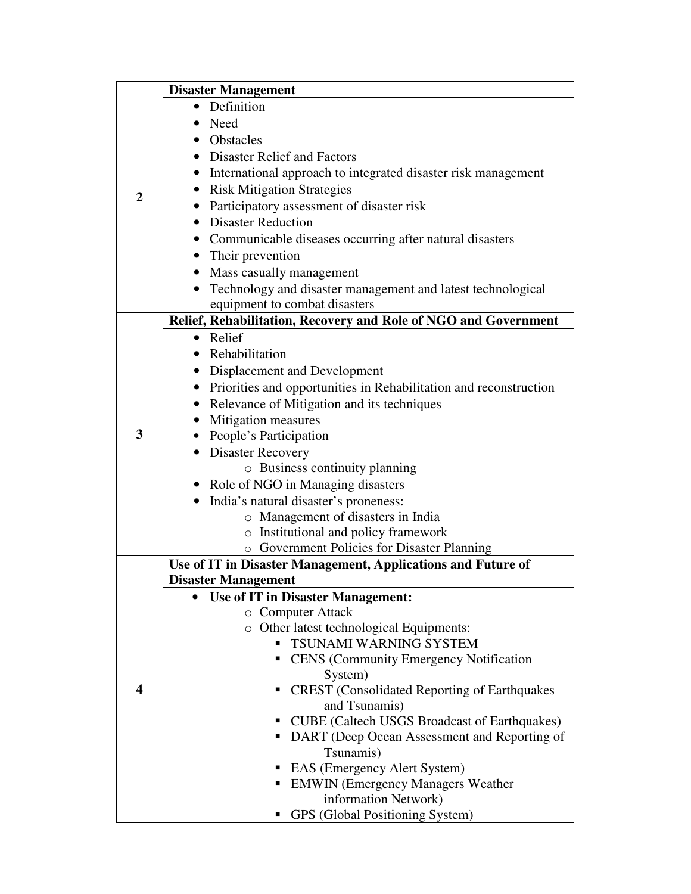| | |
|---|---|
| **2** | **Disaster Management** |
| | • Definition<br>• Need<br>• Obstacles<br>• Disaster Relief and Factors<br>• International approach to integrated disaster risk management<br>• Risk Mitigation Strategies<br>• Participatory assessment of disaster risk<br>• Disaster Reduction<br>• Communicable diseases occurring after natural disasters<br>• Their prevention<br>• Mass casually management<br>• Technology and disaster management and latest technological equipment to combat disasters |
| **3** | **Relief, Rehabilitation, Recovery and Role of NGO and Government** |
| | • Relief<br>• Rehabilitation<br>• Displacement and Development<br>• Priorities and opportunities in Rehabilitation and reconstruction<br>• Relevance of Mitigation and its techniques<br>• Mitigation measures<br>• People's Participation<br>• Disaster Recovery<br>&nbsp;&nbsp;&nbsp;&nbsp;o Business continuity planning<br>• Role of NGO in Managing disasters<br>• India's natural disaster's proneness:<br>&nbsp;&nbsp;&nbsp;&nbsp;o Management of disasters in India<br>&nbsp;&nbsp;&nbsp;&nbsp;o Institutional and policy framework<br>&nbsp;&nbsp;&nbsp;&nbsp;o Government Policies for Disaster Planning |
| **4** | **Use of IT in Disaster Management, Applications and Future of Disaster Management** |
| | • **Use of IT in Disaster Management:**<br>&nbsp;&nbsp;&nbsp;&nbsp;o Computer Attack<br>&nbsp;&nbsp;&nbsp;&nbsp;o Other latest technological Equipments:<br>&nbsp;&nbsp;&nbsp;&nbsp;&nbsp;&nbsp;&nbsp;&nbsp;▪ TSUNAMI WARNING SYSTEM<br>&nbsp;&nbsp;&nbsp;&nbsp;&nbsp;&nbsp;&nbsp;&nbsp;▪ CENS (Community Emergency Notification System)<br>&nbsp;&nbsp;&nbsp;&nbsp;&nbsp;&nbsp;&nbsp;&nbsp;▪ CREST (Consolidated Reporting of Earthquakes and Tsunamis)<br>&nbsp;&nbsp;&nbsp;&nbsp;&nbsp;&nbsp;&nbsp;&nbsp;▪ CUBE (Caltech USGS Broadcast of Earthquakes)<br>&nbsp;&nbsp;&nbsp;&nbsp;&nbsp;&nbsp;&nbsp;&nbsp;▪ DART (Deep Ocean Assessment and Reporting of Tsunamis)<br>&nbsp;&nbsp;&nbsp;&nbsp;&nbsp;&nbsp;&nbsp;&nbsp;▪ EAS (Emergency Alert System)<br>&nbsp;&nbsp;&nbsp;&nbsp;&nbsp;&nbsp;&nbsp;&nbsp;▪ EMWIN (Emergency Managers Weather information Network)<br>&nbsp;&nbsp;&nbsp;&nbsp;&nbsp;&nbsp;&nbsp;&nbsp;▪ GPS (Global Positioning System) |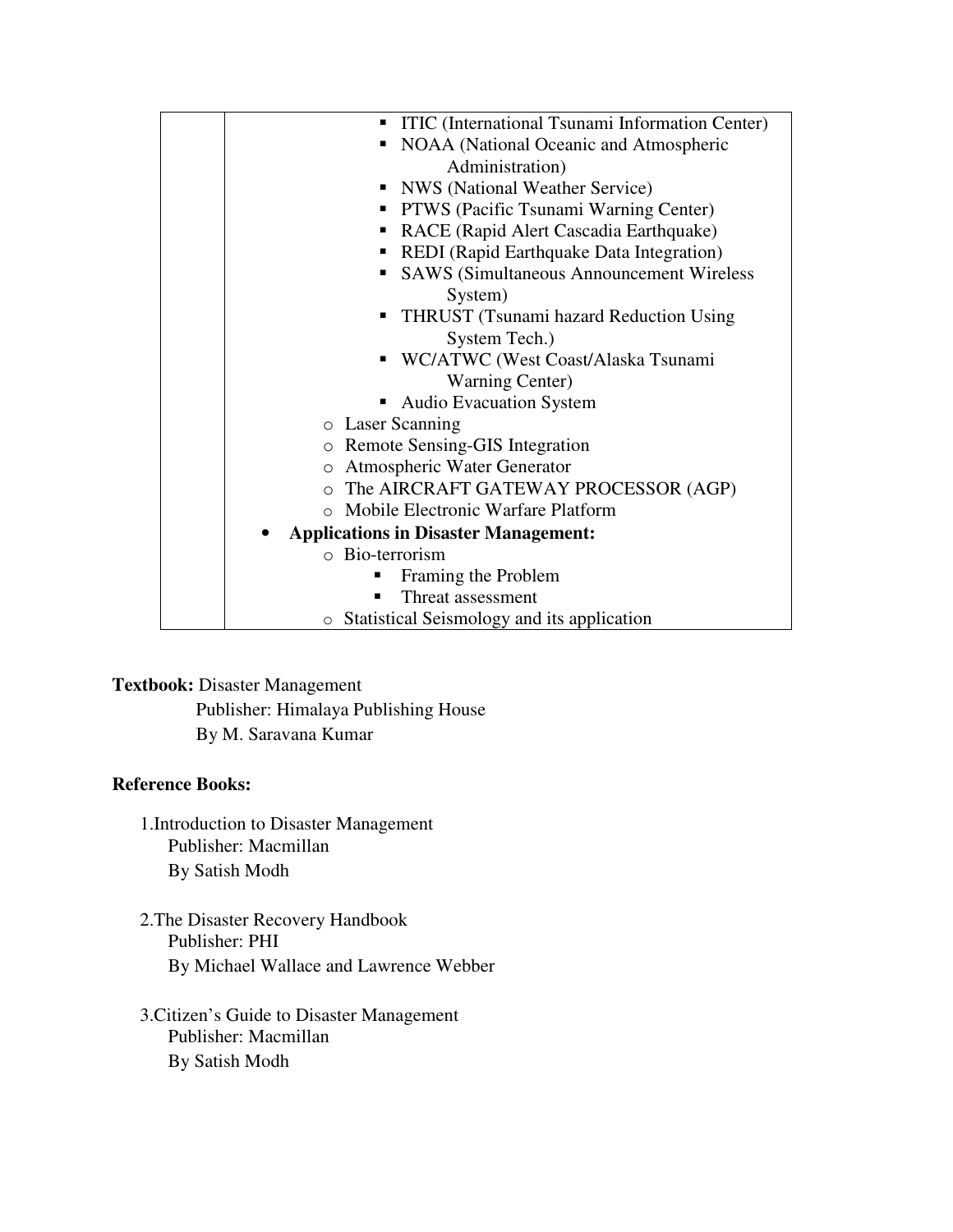| | |
|---|---|
| | ▪ ITIC (International Tsunami Information Center)<br>▪ NOAA (National Oceanic and Atmospheric Administration)<br>▪ NWS (National Weather Service)<br>▪ PTWS (Pacific Tsunami Warning Center)<br>▪ RACE (Rapid Alert Cascadia Earthquake)<br>▪ REDI (Rapid Earthquake Data Integration)<br>▪ SAWS (Simultaneous Announcement Wireless System)<br>▪ THRUST (Tsunami hazard Reduction Using System Tech.)<br>▪ WC/ATWC (West Coast/Alaska Tsunami Warning Center)<br>▪ Audio Evacuation System<br>o Laser Scanning<br>o Remote Sensing-GIS Integration<br>o Atmospheric Water Generator<br>o The AIRCRAFT GATEWAY PROCESSOR (AGP)<br>o Mobile Electronic Warfare Platform<br>• **Applications in Disaster Management:**<br>o Bio-terrorism<br>▪ Framing the Problem<br>▪ Threat assessment<br>o Statistical Seismology and its application |

**Textbook:** Disaster Management
Publisher: Himalaya Publishing House
By M. Saravana Kumar

**Reference Books:**

1. Introduction to Disaster Management
   Publisher: Macmillan
   By Satish Modh

2. The Disaster Recovery Handbook
   Publisher: PHI
   By Michael Wallace and Lawrence Webber

3. Citizen's Guide to Disaster Management
   Publisher: Macmillan
   By Satish Modh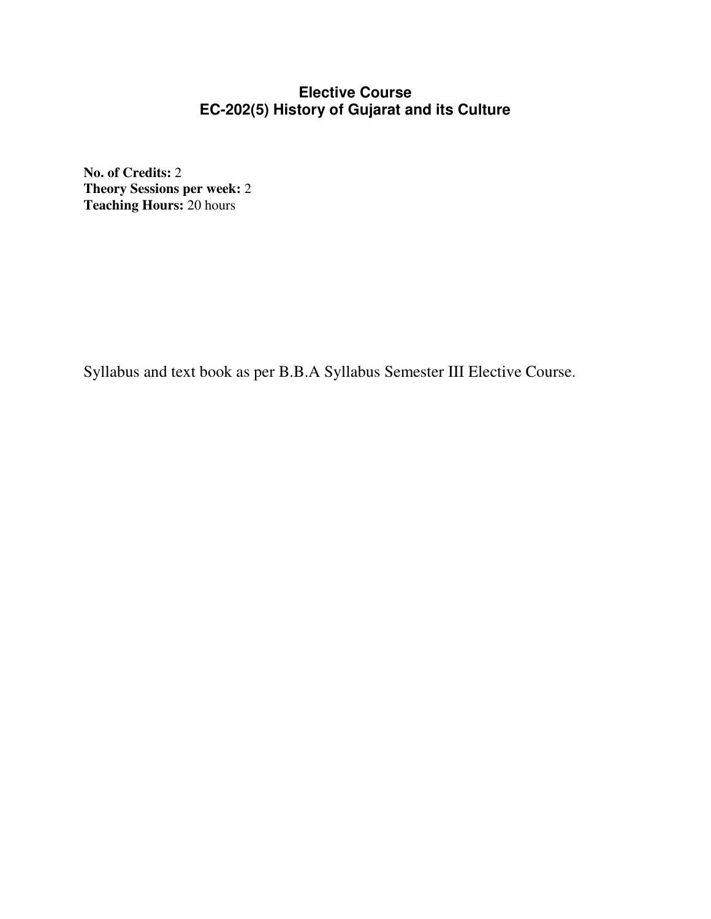## Elective Course
## EC-202(5) History of Gujarat and its Culture

**No. of Credits:** 2
**Theory Sessions per week:** 2
**Teaching Hours:** 20 hours

Syllabus and text book as per B.B.A Syllabus Semester III Elective Course.